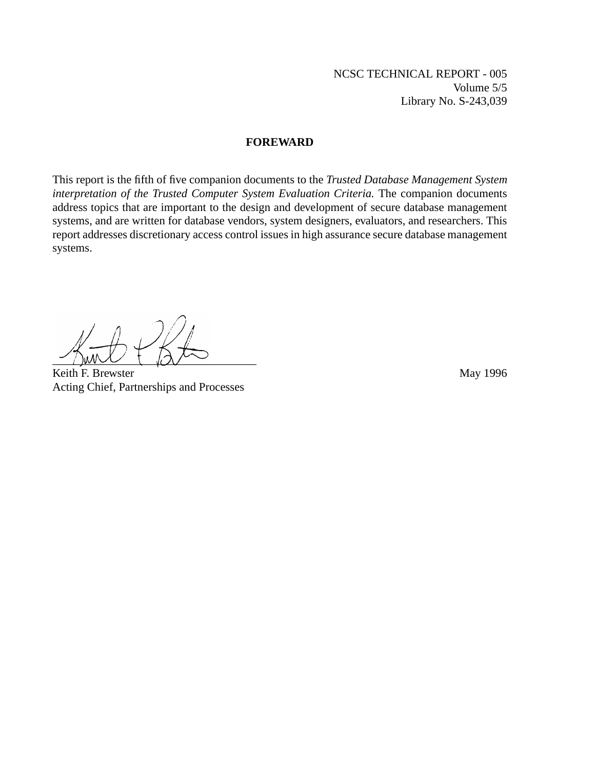NCSC TECHNICAL REPORT - 005
Volume 5/5
Library No. S-243,039

## FOREWARD

This report is the fifth of five companion documents to the *Trusted Database Management System interpretation of the Trusted Computer System Evaluation Criteria.* The companion documents address topics that are important to the design and development of secure database management systems, and are written for database vendors, system designers, evaluators, and researchers. This report addresses discretionary access control issues in high assurance secure database management systems.

Keith F. Brewster
Acting Chief, Partnerships and Processes

May 1996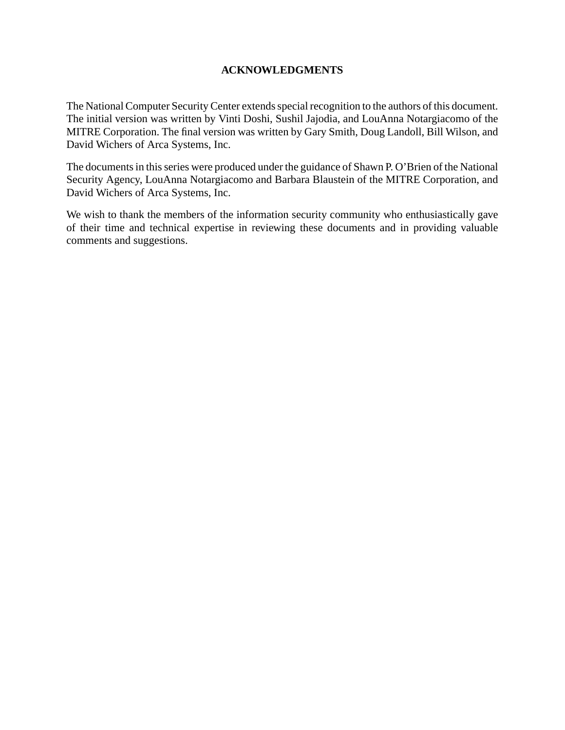# ACKNOWLEDGMENTS

The National Computer Security Center extends special recognition to the authors of this document. The initial version was written by Vinti Doshi, Sushil Jajodia, and LouAnna Notargiacomo of the MITRE Corporation. The final version was written by Gary Smith, Doug Landoll, Bill Wilson, and David Wichers of Arca Systems, Inc.

The documents in this series were produced under the guidance of Shawn P. O'Brien of the National Security Agency, LouAnna Notargiacomo and Barbara Blaustein of the MITRE Corporation, and David Wichers of Arca Systems, Inc.

We wish to thank the members of the information security community who enthusiastically gave of their time and technical expertise in reviewing these documents and in providing valuable comments and suggestions.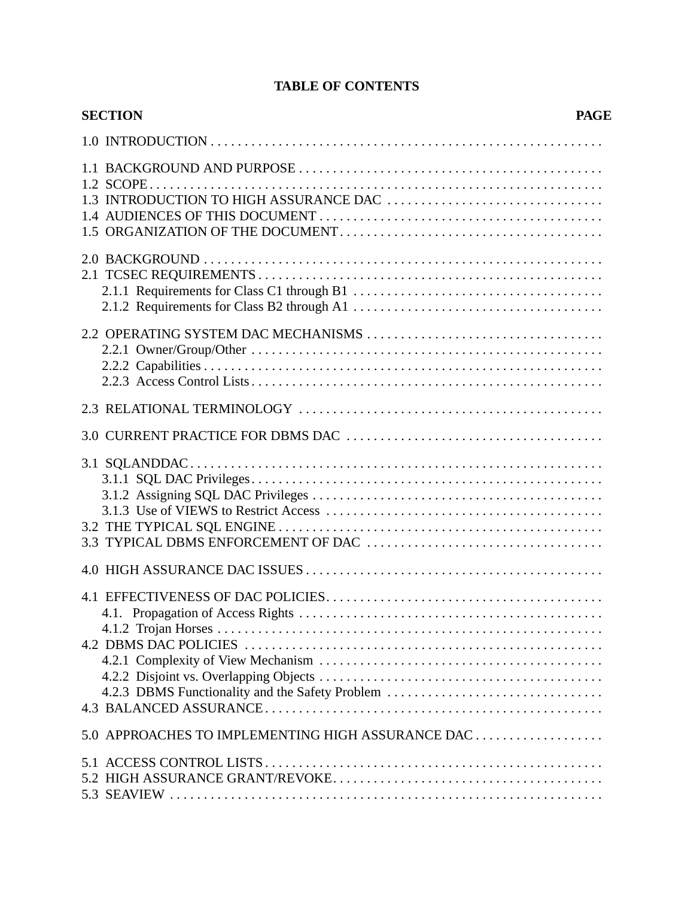**TABLE OF CONTENTS**

**SECTION** **PAGE**

1.0 INTRODUCTION

1.1 BACKGROUND AND PURPOSE
1.2 SCOPE
1.3 INTRODUCTION TO HIGH ASSURANCE DAC
1.4 AUDIENCES OF THIS DOCUMENT
1.5 ORGANIZATION OF THE DOCUMENT

2.0 BACKGROUND
2.1 TCSEC REQUIREMENTS
- 2.1.1 Requirements for Class C1 through B1
- 2.1.2 Requirements for Class B2 through A1

2.2 OPERATING SYSTEM DAC MECHANISMS
- 2.2.1 Owner/Group/Other
- 2.2.2 Capabilities
- 2.2.3 Access Control Lists

2.3 RELATIONAL TERMINOLOGY

3.0 CURRENT PRACTICE FOR DBMS DAC

3.1 SQLANDDAC
- 3.1.1 SQL DAC Privileges
- 3.1.2 Assigning SQL DAC Privileges
- 3.1.3 Use of VIEWS to Restrict Access

3.2 THE TYPICAL SQL ENGINE
3.3 TYPICAL DBMS ENFORCEMENT OF DAC

4.0 HIGH ASSURANCE DAC ISSUES

4.1 EFFECTIVENESS OF DAC POLICIES
- 4.1. Propagation of Access Rights
- 4.1.2 Trojan Horses

4.2 DBMS DAC POLICIES
- 4.2.1 Complexity of View Mechanism
- 4.2.2 Disjoint vs. Overlapping Objects
- 4.2.3 DBMS Functionality and the Safety Problem

4.3 BALANCED ASSURANCE

5.0 APPROACHES TO IMPLEMENTING HIGH ASSURANCE DAC

5.1 ACCESS CONTROL LISTS
5.2 HIGH ASSURANCE GRANT/REVOKE
5.3 SEAVIEW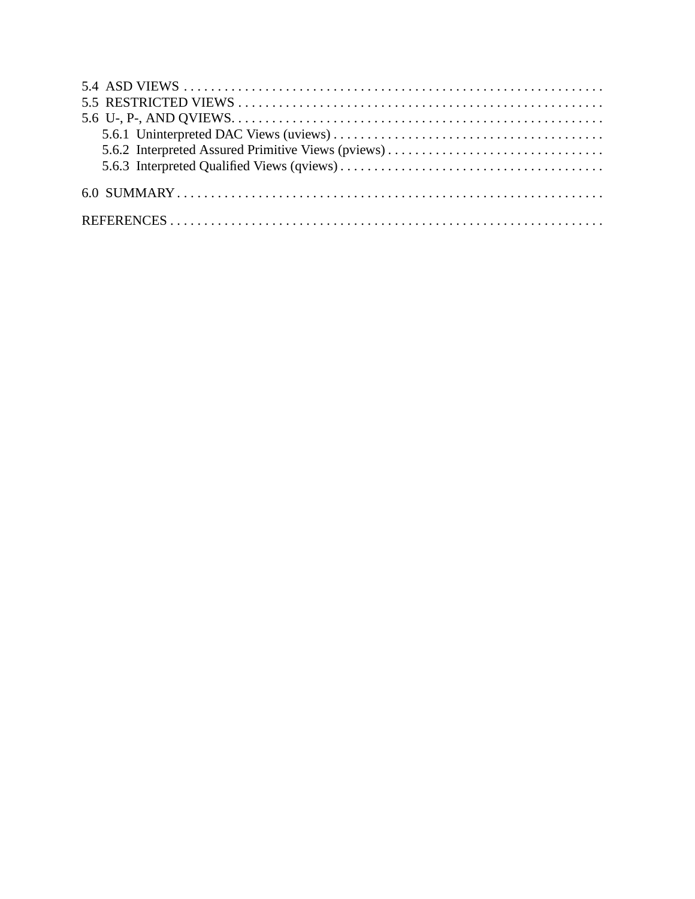5.4 ASD VIEWS

5.5 RESTRICTED VIEWS

5.6 U-, P-, AND QVIEWS.

- 5.6.1 Uninterpreted DAC Views (uviews)
- 5.6.2 Interpreted Assured Primitive Views (pviews)
- 5.6.3 Interpreted Qualified Views (qviews)

6.0 SUMMARY

REFERENCES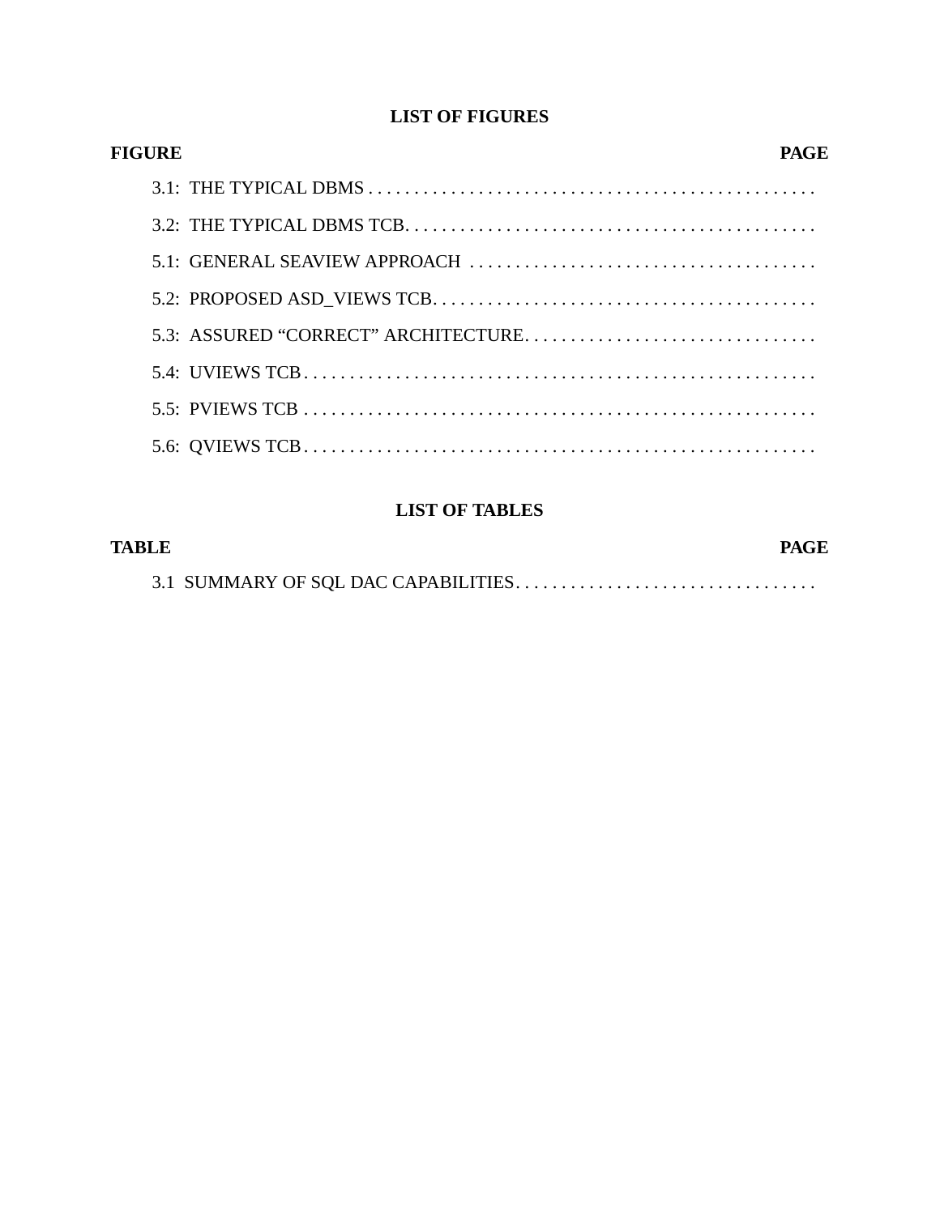## LIST OF FIGURES

**FIGURE** **PAGE**

3.1: THE TYPICAL DBMS . . . . . . . . . . . . . . . . . . . . . . . . . . . . . . . . . . . . . . . . . . . . . . . . .

3.2: THE TYPICAL DBMS TCB. . . . . . . . . . . . . . . . . . . . . . . . . . . . . . . . . . . . . . . . . . . . . .

5.1: GENERAL SEAVIEW APPROACH . . . . . . . . . . . . . . . . . . . . . . . . . . . . . . . . . . . . . . .

5.2: PROPOSED ASD_VIEWS TCB. . . . . . . . . . . . . . . . . . . . . . . . . . . . . . . . . . . . . . . . . .

5.3: ASSURED “CORRECT” ARCHITECTURE. . . . . . . . . . . . . . . . . . . . . . . . . . . . . . . . .

5.4: UVIEWS TCB . . . . . . . . . . . . . . . . . . . . . . . . . . . . . . . . . . . . . . . . . . . . . . . . . . . . . .

5.5: PVIEWS TCB . . . . . . . . . . . . . . . . . . . . . . . . . . . . . . . . . . . . . . . . . . . . . . . . . . . . . .

5.6: QVIEWS TCB . . . . . . . . . . . . . . . . . . . . . . . . . . . . . . . . . . . . . . . . . . . . . . . . . . . . . .

## LIST OF TABLES

**TABLE** **PAGE**

3.1 SUMMARY OF SQL DAC CAPABILITIES. . . . . . . . . . . . . . . . . . . . . . . . . . . . . . . . .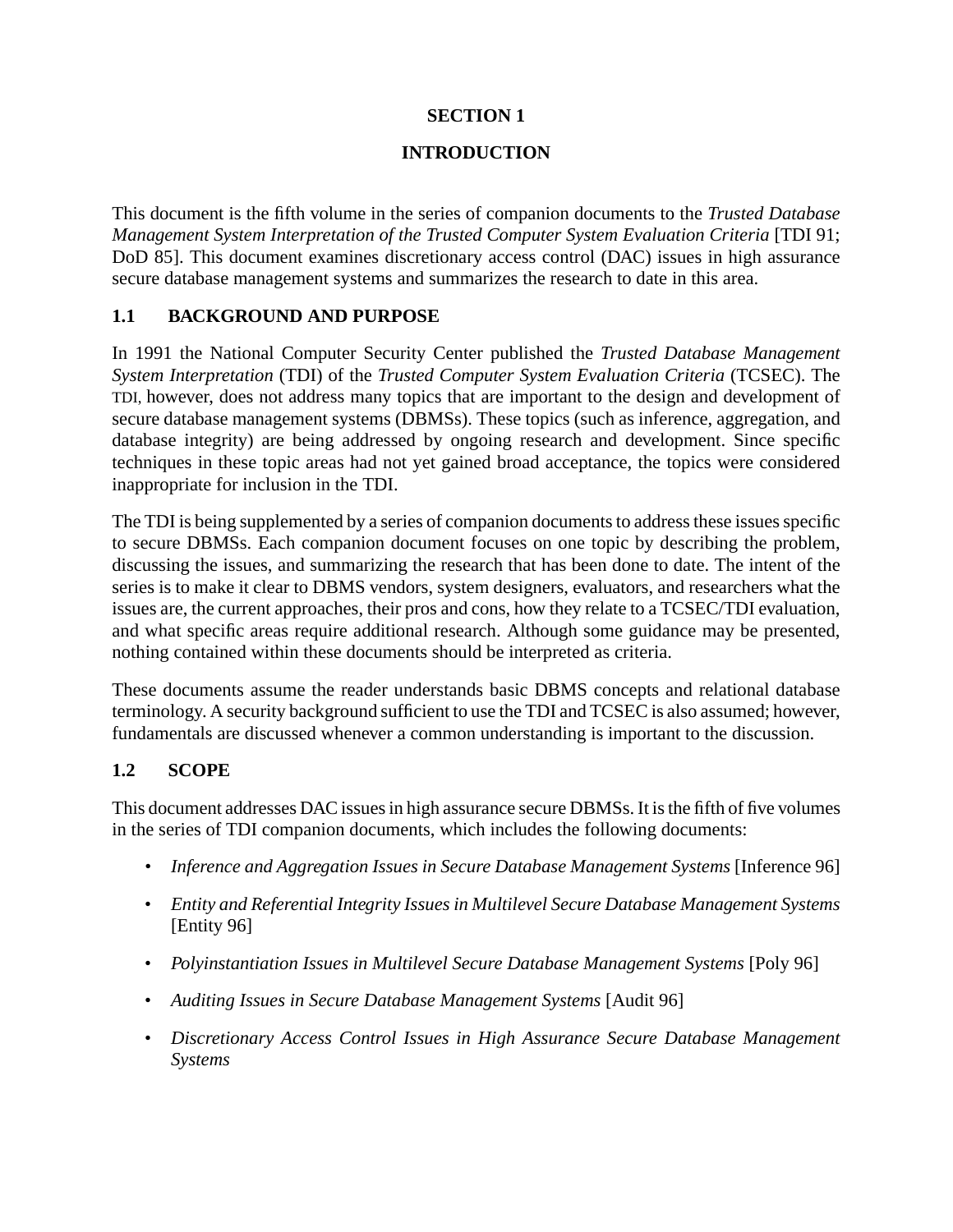# SECTION 1

# INTRODUCTION

This document is the fifth volume in the series of companion documents to the *Trusted Database Management System Interpretation of the Trusted Computer System Evaluation Criteria* [TDI 91; DoD 85]. This document examines discretionary access control (DAC) issues in high assurance secure database management systems and summarizes the research to date in this area.

## 1.1 BACKGROUND AND PURPOSE

In 1991 the National Computer Security Center published the *Trusted Database Management System Interpretation* (TDI) of the *Trusted Computer System Evaluation Criteria* (TCSEC). The TDI, however, does not address many topics that are important to the design and development of secure database management systems (DBMSs). These topics (such as inference, aggregation, and database integrity) are being addressed by ongoing research and development. Since specific techniques in these topic areas had not yet gained broad acceptance, the topics were considered inappropriate for inclusion in the TDI.

The TDI is being supplemented by a series of companion documents to address these issues specific to secure DBMSs. Each companion document focuses on one topic by describing the problem, discussing the issues, and summarizing the research that has been done to date. The intent of the series is to make it clear to DBMS vendors, system designers, evaluators, and researchers what the issues are, the current approaches, their pros and cons, how they relate to a TCSEC/TDI evaluation, and what specific areas require additional research. Although some guidance may be presented, nothing contained within these documents should be interpreted as criteria.

These documents assume the reader understands basic DBMS concepts and relational database terminology. A security background sufficient to use the TDI and TCSEC is also assumed; however, fundamentals are discussed whenever a common understanding is important to the discussion.

## 1.2 SCOPE

This document addresses DAC issues in high assurance secure DBMSs. It is the fifth of five volumes in the series of TDI companion documents, which includes the following documents:

- *Inference and Aggregation Issues in Secure Database Management Systems* [Inference 96]
- *Entity and Referential Integrity Issues in Multilevel Secure Database Management Systems* [Entity 96]
- *Polyinstantiation Issues in Multilevel Secure Database Management Systems* [Poly 96]
- *Auditing Issues in Secure Database Management Systems* [Audit 96]
- *Discretionary Access Control Issues in High Assurance Secure Database Management Systems*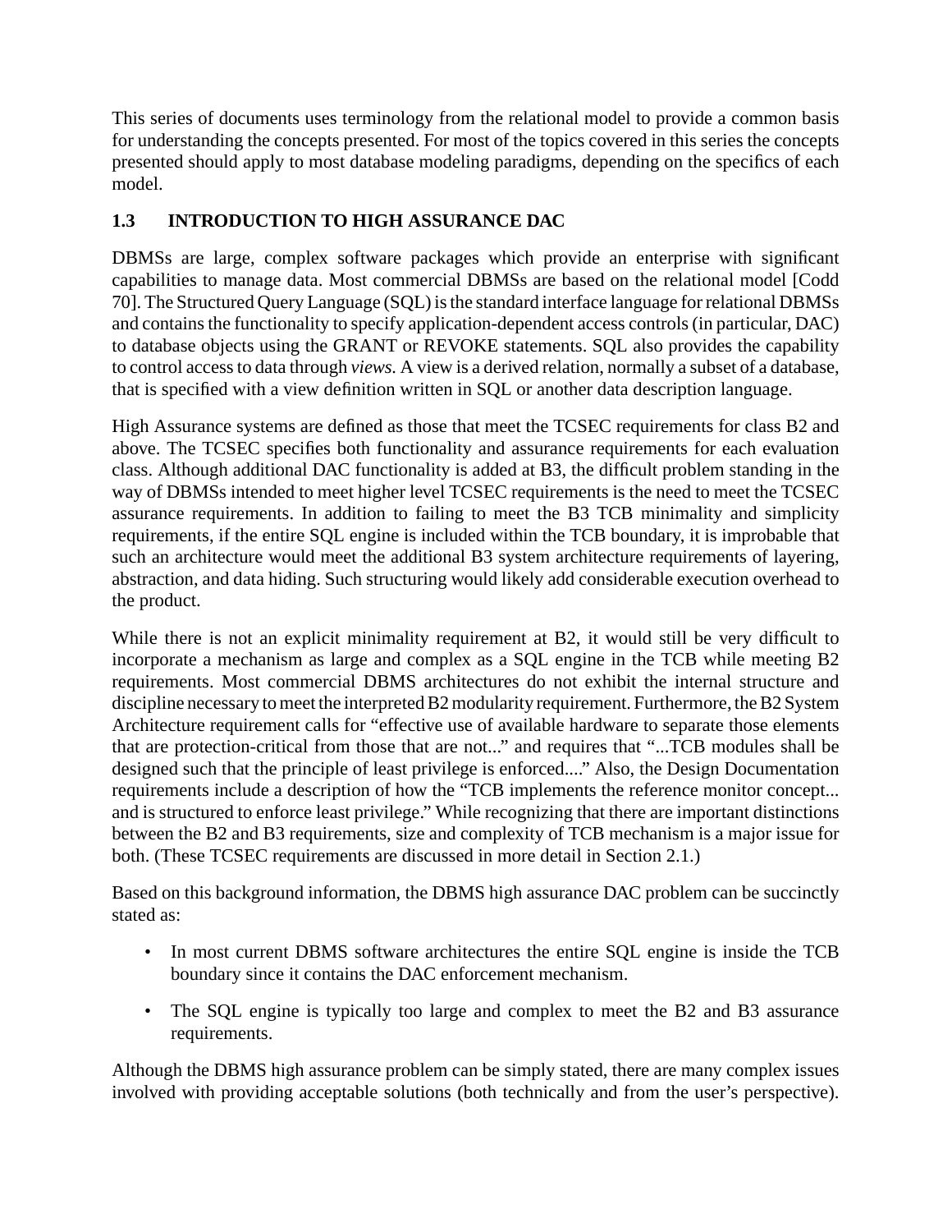This series of documents uses terminology from the relational model to provide a common basis for understanding the concepts presented. For most of the topics covered in this series the concepts presented should apply to most database modeling paradigms, depending on the specifics of each model.

### 1.3 INTRODUCTION TO HIGH ASSURANCE DAC

DBMSs are large, complex software packages which provide an enterprise with significant capabilities to manage data. Most commercial DBMSs are based on the relational model [Codd 70]. The Structured Query Language (SQL) is the standard interface language for relational DBMSs and contains the functionality to specify application-dependent access controls (in particular, DAC) to database objects using the GRANT or REVOKE statements. SQL also provides the capability to control access to data through *views*. A view is a derived relation, normally a subset of a database, that is specified with a view definition written in SQL or another data description language.

High Assurance systems are defined as those that meet the TCSEC requirements for class B2 and above. The TCSEC specifies both functionality and assurance requirements for each evaluation class. Although additional DAC functionality is added at B3, the difficult problem standing in the way of DBMSs intended to meet higher level TCSEC requirements is the need to meet the TCSEC assurance requirements. In addition to failing to meet the B3 TCB minimality and simplicity requirements, if the entire SQL engine is included within the TCB boundary, it is improbable that such an architecture would meet the additional B3 system architecture requirements of layering, abstraction, and data hiding. Such structuring would likely add considerable execution overhead to the product.

While there is not an explicit minimality requirement at B2, it would still be very difficult to incorporate a mechanism as large and complex as a SQL engine in the TCB while meeting B2 requirements. Most commercial DBMS architectures do not exhibit the internal structure and discipline necessary to meet the interpreted B2 modularity requirement. Furthermore, the B2 System Architecture requirement calls for "effective use of available hardware to separate those elements that are protection-critical from those that are not..." and requires that "...TCB modules shall be designed such that the principle of least privilege is enforced...." Also, the Design Documentation requirements include a description of how the "TCB implements the reference monitor concept... and is structured to enforce least privilege." While recognizing that there are important distinctions between the B2 and B3 requirements, size and complexity of TCB mechanism is a major issue for both. (These TCSEC requirements are discussed in more detail in Section 2.1.)

Based on this background information, the DBMS high assurance DAC problem can be succinctly stated as:

- In most current DBMS software architectures the entire SQL engine is inside the TCB boundary since it contains the DAC enforcement mechanism.

- The SQL engine is typically too large and complex to meet the B2 and B3 assurance requirements.

Although the DBMS high assurance problem can be simply stated, there are many complex issues involved with providing acceptable solutions (both technically and from the user's perspective).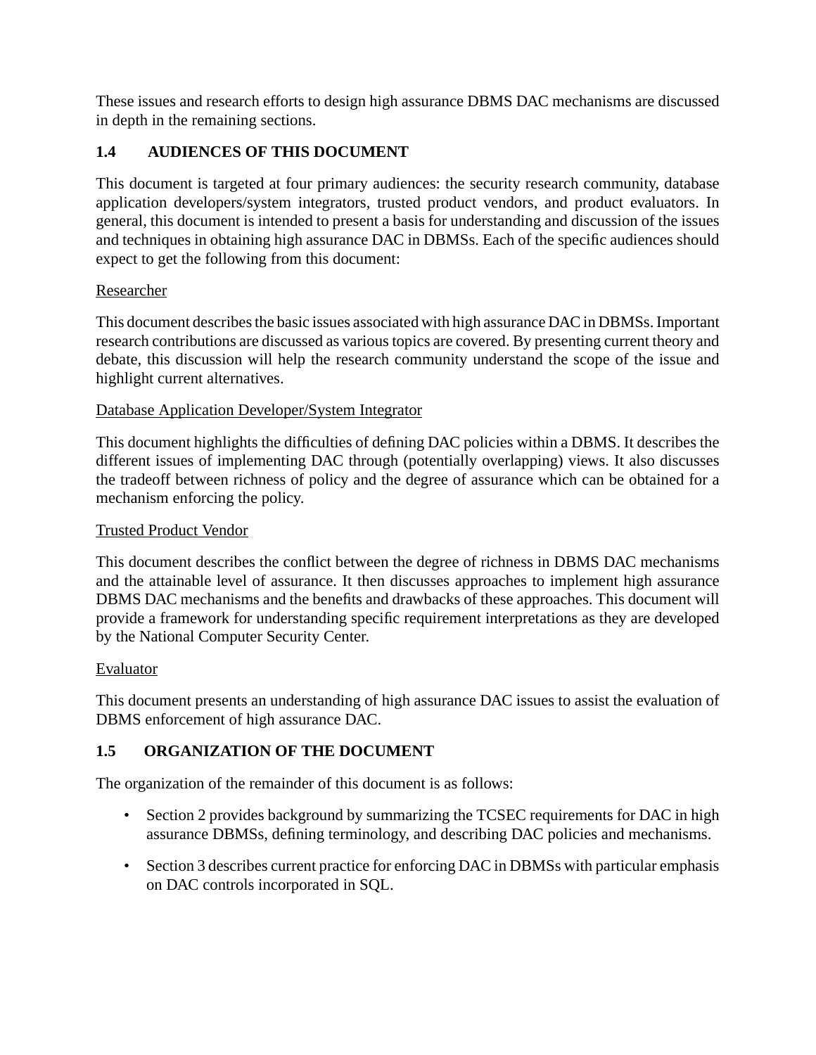These issues and research efforts to design high assurance DBMS DAC mechanisms are discussed in depth in the remaining sections.

## 1.4 AUDIENCES OF THIS DOCUMENT

This document is targeted at four primary audiences: the security research community, database application developers/system integrators, trusted product vendors, and product evaluators. In general, this document is intended to present a basis for understanding and discussion of the issues and techniques in obtaining high assurance DAC in DBMSs. Each of the specific audiences should expect to get the following from this document:

<u>Researcher</u>

This document describes the basic issues associated with high assurance DAC in DBMSs. Important research contributions are discussed as various topics are covered. By presenting current theory and debate, this discussion will help the research community understand the scope of the issue and highlight current alternatives.

<u>Database Application Developer/System Integrator</u>

This document highlights the difficulties of defining DAC policies within a DBMS. It describes the different issues of implementing DAC through (potentially overlapping) views. It also discusses the tradeoff between richness of policy and the degree of assurance which can be obtained for a mechanism enforcing the policy.

<u>Trusted Product Vendor</u>

This document describes the conflict between the degree of richness in DBMS DAC mechanisms and the attainable level of assurance. It then discusses approaches to implement high assurance DBMS DAC mechanisms and the benefits and drawbacks of these approaches. This document will provide a framework for understanding specific requirement interpretations as they are developed by the National Computer Security Center.

<u>Evaluator</u>

This document presents an understanding of high assurance DAC issues to assist the evaluation of DBMS enforcement of high assurance DAC.

## 1.5 ORGANIZATION OF THE DOCUMENT

The organization of the remainder of this document is as follows:

- Section 2 provides background by summarizing the TCSEC requirements for DAC in high assurance DBMSs, defining terminology, and describing DAC policies and mechanisms.
- Section 3 describes current practice for enforcing DAC in DBMSs with particular emphasis on DAC controls incorporated in SQL.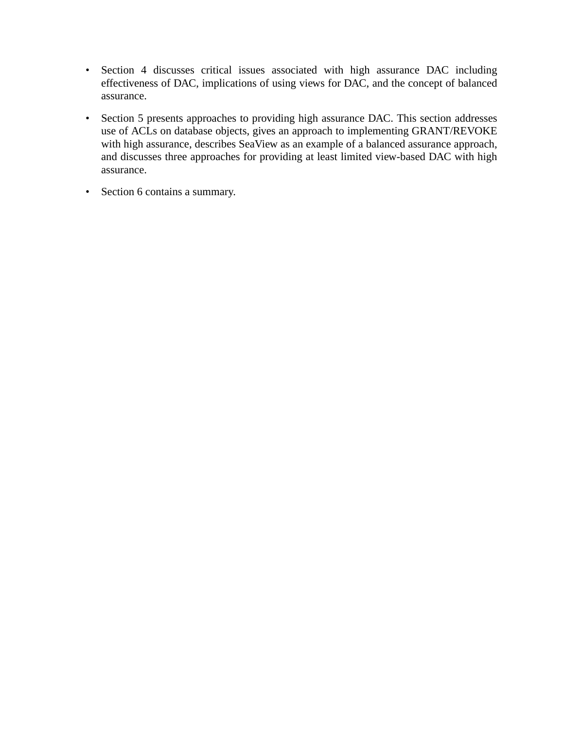- Section 4 discusses critical issues associated with high assurance DAC including effectiveness of DAC, implications of using views for DAC, and the concept of balanced assurance.

- Section 5 presents approaches to providing high assurance DAC. This section addresses use of ACLs on database objects, gives an approach to implementing GRANT/REVOKE with high assurance, describes SeaView as an example of a balanced assurance approach, and discusses three approaches for providing at least limited view-based DAC with high assurance.

- Section 6 contains a summary.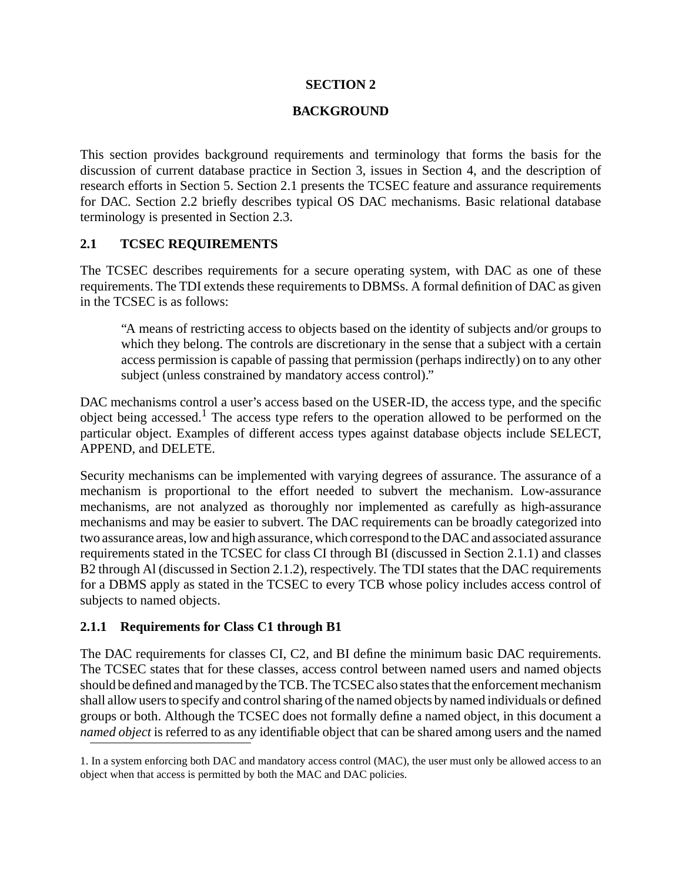## SECTION 2

## BACKGROUND

This section provides background requirements and terminology that forms the basis for the discussion of current database practice in Section 3, issues in Section 4, and the description of research efforts in Section 5. Section 2.1 presents the TCSEC feature and assurance requirements for DAC. Section 2.2 briefly describes typical OS DAC mechanisms. Basic relational database terminology is presented in Section 2.3.

### 2.1 TCSEC REQUIREMENTS

The TCSEC describes requirements for a secure operating system, with DAC as one of these requirements. The TDI extends these requirements to DBMSs. A formal definition of DAC as given in the TCSEC is as follows:

> "A means of restricting access to objects based on the identity of subjects and/or groups to which they belong. The controls are discretionary in the sense that a subject with a certain access permission is capable of passing that permission (perhaps indirectly) on to any other subject (unless constrained by mandatory access control)."

DAC mechanisms control a user's access based on the USER-ID, the access type, and the specific object being accessed.[1] The access type refers to the operation allowed to be performed on the particular object. Examples of different access types against database objects include SELECT, APPEND, and DELETE.

Security mechanisms can be implemented with varying degrees of assurance. The assurance of a mechanism is proportional to the effort needed to subvert the mechanism. Low-assurance mechanisms, are not analyzed as thoroughly nor implemented as carefully as high-assurance mechanisms and may be easier to subvert. The DAC requirements can be broadly categorized into two assurance areas, low and high assurance, which correspond to the DAC and associated assurance requirements stated in the TCSEC for class CI through BI (discussed in Section 2.1.1) and classes B2 through Al (discussed in Section 2.1.2), respectively. The TDI states that the DAC requirements for a DBMS apply as stated in the TCSEC to every TCB whose policy includes access control of subjects to named objects.

#### 2.1.1 Requirements for Class C1 through B1

The DAC requirements for classes CI, C2, and BI define the minimum basic DAC requirements. The TCSEC states that for these classes, access control between named users and named objects should be defined and managed by the TCB. The TCSEC also states that the enforcement mechanism shall allow users to specify and control sharing of the named objects by named individuals or defined groups or both. Although the TCSEC does not formally define a named object, in this document a *named object* is referred to as any identifiable object that can be shared among users and the named

1. In a system enforcing both DAC and mandatory access control (MAC), the user must only be allowed access to an object when that access is permitted by both the MAC and DAC policies.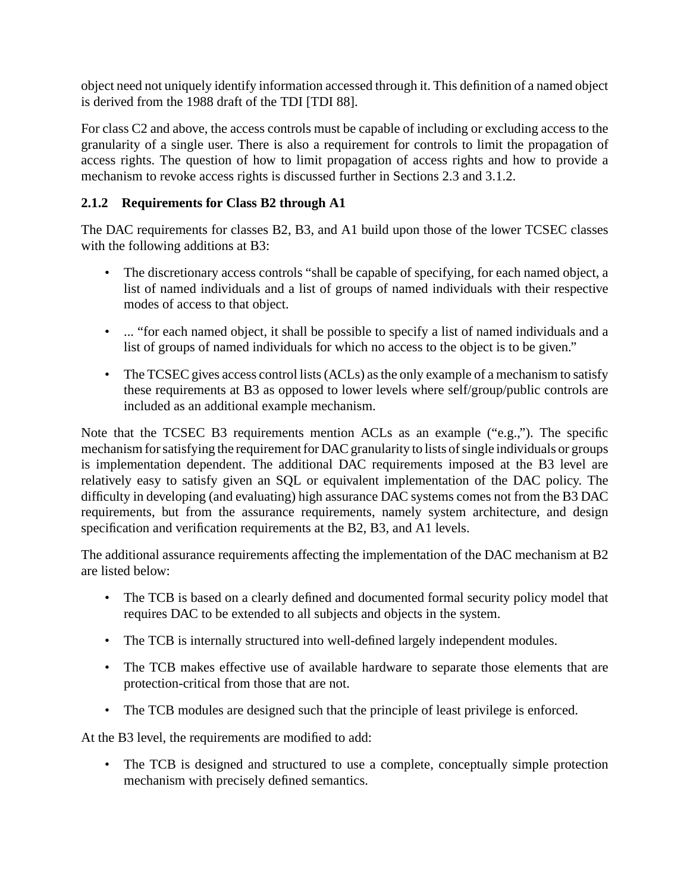object need not uniquely identify information accessed through it. This definition of a named object is derived from the 1988 draft of the TDI [TDI 88].

For class C2 and above, the access controls must be capable of including or excluding access to the granularity of a single user. There is also a requirement for controls to limit the propagation of access rights. The question of how to limit propagation of access rights and how to provide a mechanism to revoke access rights is discussed further in Sections 2.3 and 3.1.2.

### 2.1.2 Requirements for Class B2 through A1

The DAC requirements for classes B2, B3, and A1 build upon those of the lower TCSEC classes with the following additions at B3:

- The discretionary access controls "shall be capable of specifying, for each named object, a list of named individuals and a list of groups of named individuals with their respective modes of access to that object.
- ... "for each named object, it shall be possible to specify a list of named individuals and a list of groups of named individuals for which no access to the object is to be given."
- The TCSEC gives access control lists (ACLs) as the only example of a mechanism to satisfy these requirements at B3 as opposed to lower levels where self/group/public controls are included as an additional example mechanism.

Note that the TCSEC B3 requirements mention ACLs as an example ("e.g.,"). The specific mechanism for satisfying the requirement for DAC granularity to lists of single individuals or groups is implementation dependent. The additional DAC requirements imposed at the B3 level are relatively easy to satisfy given an SQL or equivalent implementation of the DAC policy. The difficulty in developing (and evaluating) high assurance DAC systems comes not from the B3 DAC requirements, but from the assurance requirements, namely system architecture, and design specification and verification requirements at the B2, B3, and A1 levels.

The additional assurance requirements affecting the implementation of the DAC mechanism at B2 are listed below:

- The TCB is based on a clearly defined and documented formal security policy model that requires DAC to be extended to all subjects and objects in the system.
- The TCB is internally structured into well-defined largely independent modules.
- The TCB makes effective use of available hardware to separate those elements that are protection-critical from those that are not.
- The TCB modules are designed such that the principle of least privilege is enforced.

At the B3 level, the requirements are modified to add:

- The TCB is designed and structured to use a complete, conceptually simple protection mechanism with precisely defined semantics.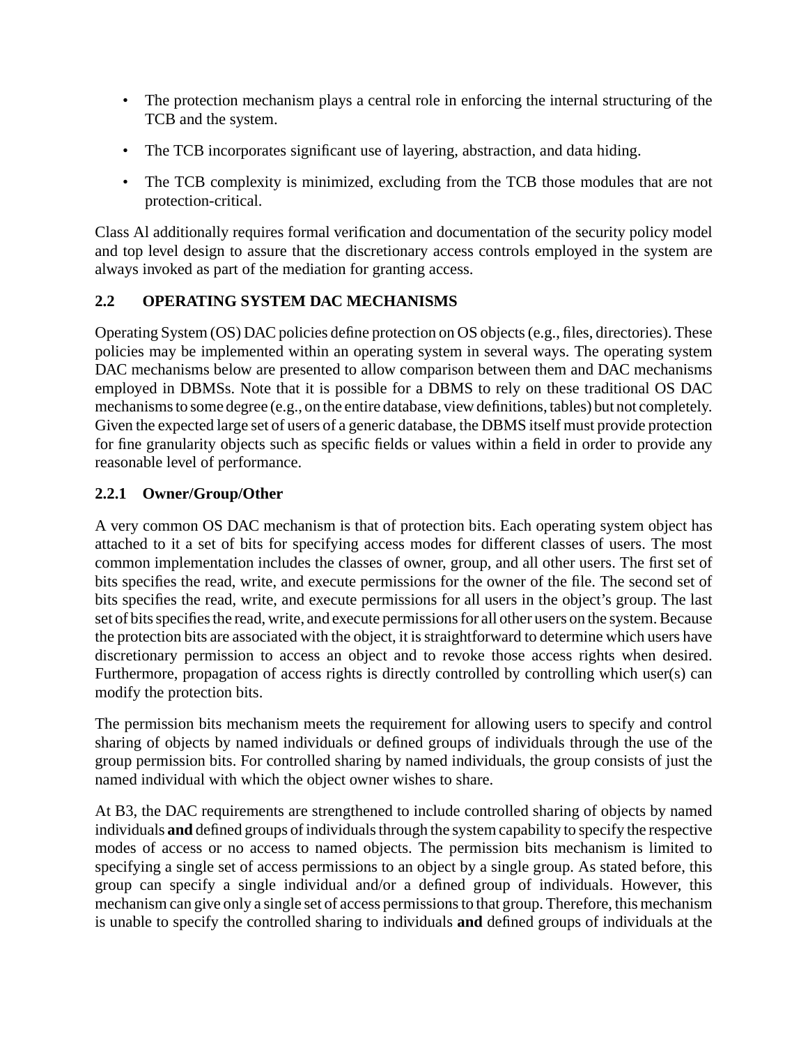- The protection mechanism plays a central role in enforcing the internal structuring of the TCB and the system.
- The TCB incorporates significant use of layering, abstraction, and data hiding.
- The TCB complexity is minimized, excluding from the TCB those modules that are not protection-critical.

Class Al additionally requires formal verification and documentation of the security policy model and top level design to assure that the discretionary access controls employed in the system are always invoked as part of the mediation for granting access.

## 2.2 OPERATING SYSTEM DAC MECHANISMS

Operating System (OS) DAC policies define protection on OS objects (e.g., files, directories). These policies may be implemented within an operating system in several ways. The operating system DAC mechanisms below are presented to allow comparison between them and DAC mechanisms employed in DBMSs. Note that it is possible for a DBMS to rely on these traditional OS DAC mechanisms to some degree (e.g., on the entire database, view definitions, tables) but not completely. Given the expected large set of users of a generic database, the DBMS itself must provide protection for fine granularity objects such as specific fields or values within a field in order to provide any reasonable level of performance.

### 2.2.1 Owner/Group/Other

A very common OS DAC mechanism is that of protection bits. Each operating system object has attached to it a set of bits for specifying access modes for different classes of users. The most common implementation includes the classes of owner, group, and all other users. The first set of bits specifies the read, write, and execute permissions for the owner of the file. The second set of bits specifies the read, write, and execute permissions for all users in the object's group. The last set of bits specifies the read, write, and execute permissions for all other users on the system. Because the protection bits are associated with the object, it is straightforward to determine which users have discretionary permission to access an object and to revoke those access rights when desired. Furthermore, propagation of access rights is directly controlled by controlling which user(s) can modify the protection bits.

The permission bits mechanism meets the requirement for allowing users to specify and control sharing of objects by named individuals or defined groups of individuals through the use of the group permission bits. For controlled sharing by named individuals, the group consists of just the named individual with which the object owner wishes to share.

At B3, the DAC requirements are strengthened to include controlled sharing of objects by named individuals **and** defined groups of individuals through the system capability to specify the respective modes of access or no access to named objects. The permission bits mechanism is limited to specifying a single set of access permissions to an object by a single group. As stated before, this group can specify a single individual and/or a defined group of individuals. However, this mechanism can give only a single set of access permissions to that group. Therefore, this mechanism is unable to specify the controlled sharing to individuals **and** defined groups of individuals at the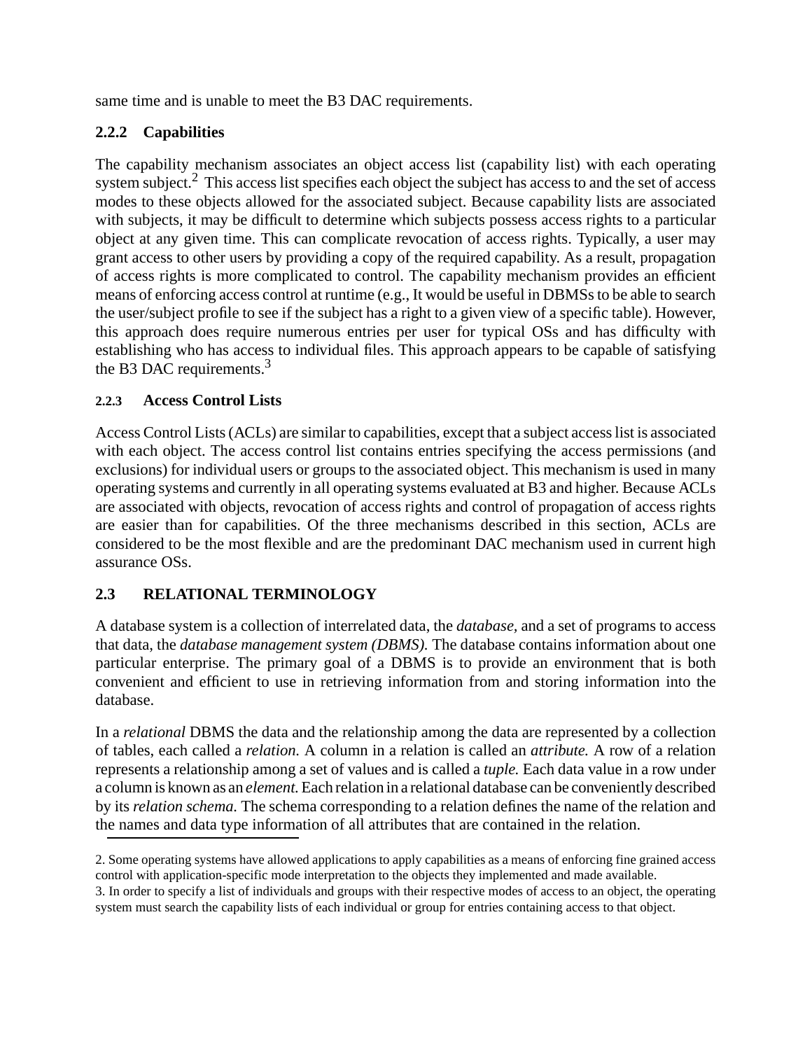same time and is unable to meet the B3 DAC requirements.

### 2.2.2 Capabilities

The capability mechanism associates an object access list (capability list) with each operating system subject.[2] This access list specifies each object the subject has access to and the set of access modes to these objects allowed for the associated subject. Because capability lists are associated with subjects, it may be difficult to determine which subjects possess access rights to a particular object at any given time. This can complicate revocation of access rights. Typically, a user may grant access to other users by providing a copy of the required capability. As a result, propagation of access rights is more complicated to control. The capability mechanism provides an efficient means of enforcing access control at runtime (e.g., It would be useful in DBMSs to be able to search the user/subject profile to see if the subject has a right to a given view of a specific table). However, this approach does require numerous entries per user for typical OSs and has difficulty with establishing who has access to individual files. This approach appears to be capable of satisfying the B3 DAC requirements.[3]

### 2.2.3 Access Control Lists

Access Control Lists (ACLs) are similar to capabilities, except that a subject access list is associated with each object. The access control list contains entries specifying the access permissions (and exclusions) for individual users or groups to the associated object. This mechanism is used in many operating systems and currently in all operating systems evaluated at B3 and higher. Because ACLs are associated with objects, revocation of access rights and control of propagation of access rights are easier than for capabilities. Of the three mechanisms described in this section, ACLs are considered to be the most flexible and are the predominant DAC mechanism used in current high assurance OSs.

## 2.3 RELATIONAL TERMINOLOGY

A database system is a collection of interrelated data, the *database,* and a set of programs to access that data, the *database management system (DBMS).* The database contains information about one particular enterprise. The primary goal of a DBMS is to provide an environment that is both convenient and efficient to use in retrieving information from and storing information into the database.

In a *relational* DBMS the data and the relationship among the data are represented by a collection of tables, each called a *relation.* A column in a relation is called an *attribute.* A row of a relation represents a relationship among a set of values and is called a *tuple.* Each data value in a row under a column is known as an *element.* Each relation in a relational database can be conveniently described by its *relation schema.* The schema corresponding to a relation defines the name of the relation and the names and data type information of all attributes that are contained in the relation.

---

2. Some operating systems have allowed applications to apply capabilities as a means of enforcing fine grained access control with application-specific mode interpretation to the objects they implemented and made available.

3. In order to specify a list of individuals and groups with their respective modes of access to an object, the operating system must search the capability lists of each individual or group for entries containing access to that object.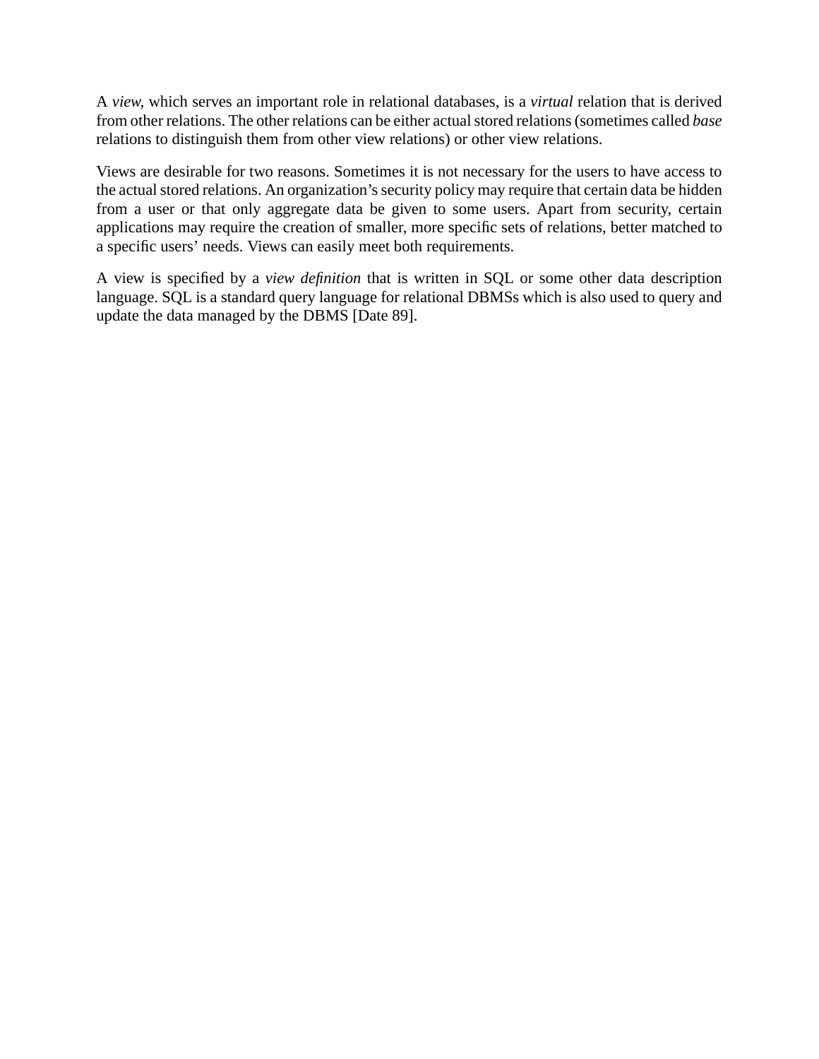A *view*, which serves an important role in relational databases, is a *virtual* relation that is derived from other relations. The other relations can be either actual stored relations (sometimes called *base* relations to distinguish them from other view relations) or other view relations.

Views are desirable for two reasons. Sometimes it is not necessary for the users to have access to the actual stored relations. An organization's security policy may require that certain data be hidden from a user or that only aggregate data be given to some users. Apart from security, certain applications may require the creation of smaller, more specific sets of relations, better matched to a specific users' needs. Views can easily meet both requirements.

A view is specified by a *view definition* that is written in SQL or some other data description language. SQL is a standard query language for relational DBMSs which is also used to query and update the data managed by the DBMS [Date 89].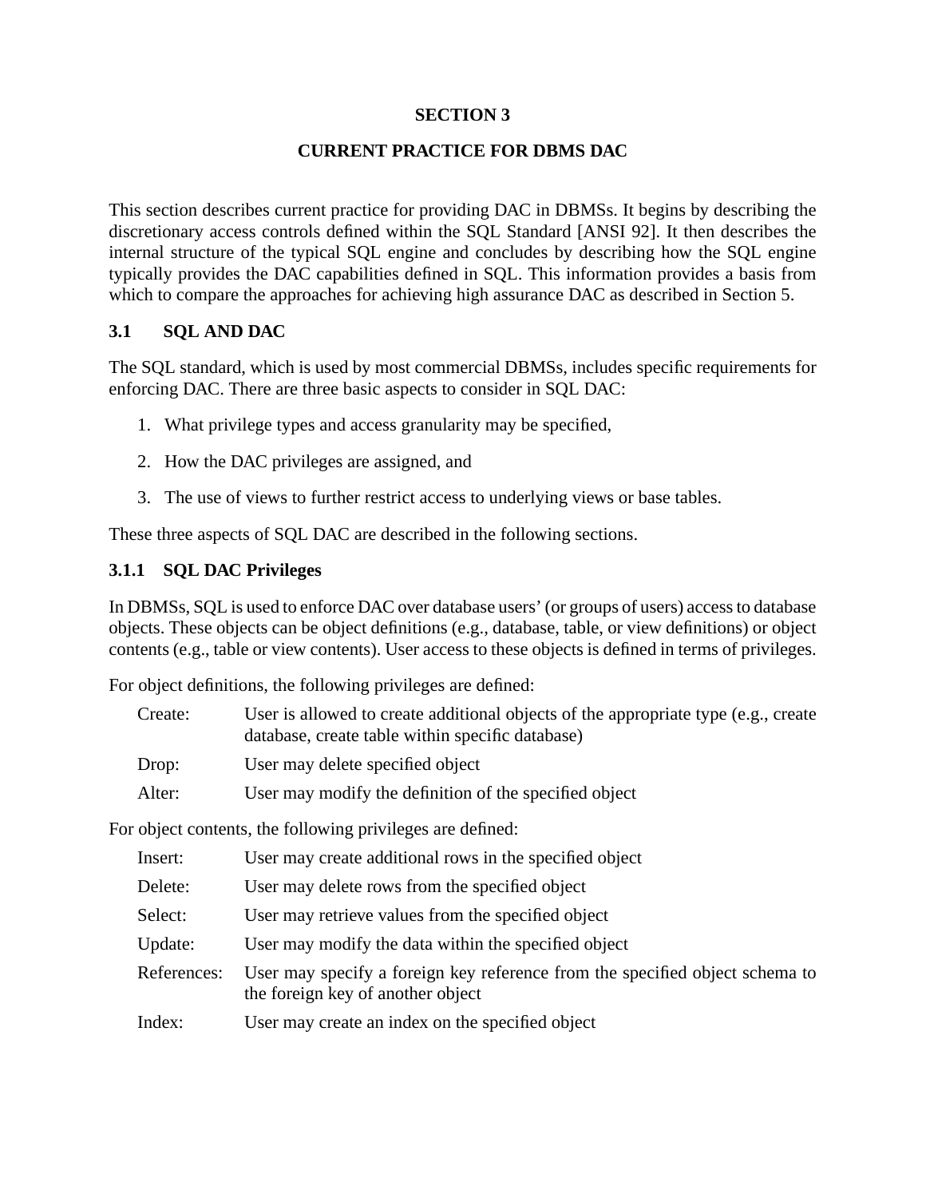# SECTION 3

# CURRENT PRACTICE FOR DBMS DAC

This section describes current practice for providing DAC in DBMSs. It begins by describing the discretionary access controls defined within the SQL Standard [ANSI 92]. It then describes the internal structure of the typical SQL engine and concludes by describing how the SQL engine typically provides the DAC capabilities defined in SQL. This information provides a basis from which to compare the approaches for achieving high assurance DAC as described in Section 5.

## 3.1 SQL AND DAC

The SQL standard, which is used by most commercial DBMSs, includes specific requirements for enforcing DAC. There are three basic aspects to consider in SQL DAC:

1. What privilege types and access granularity may be specified,
2. How the DAC privileges are assigned, and
3. The use of views to further restrict access to underlying views or base tables.

These three aspects of SQL DAC are described in the following sections.

### 3.1.1 SQL DAC Privileges

In DBMSs, SQL is used to enforce DAC over database users' (or groups of users) access to database objects. These objects can be object definitions (e.g., database, table, or view definitions) or object contents (e.g., table or view contents). User access to these objects is defined in terms of privileges.

For object definitions, the following privileges are defined:

- Create: User is allowed to create additional objects of the appropriate type (e.g., create database, create table within specific database)
- Drop: User may delete specified object
- Alter: User may modify the definition of the specified object

For object contents, the following privileges are defined:

- Insert: User may create additional rows in the specified object
- Delete: User may delete rows from the specified object
- Select: User may retrieve values from the specified object
- Update: User may modify the data within the specified object
- References: User may specify a foreign key reference from the specified object schema to the foreign key of another object
- Index: User may create an index on the specified object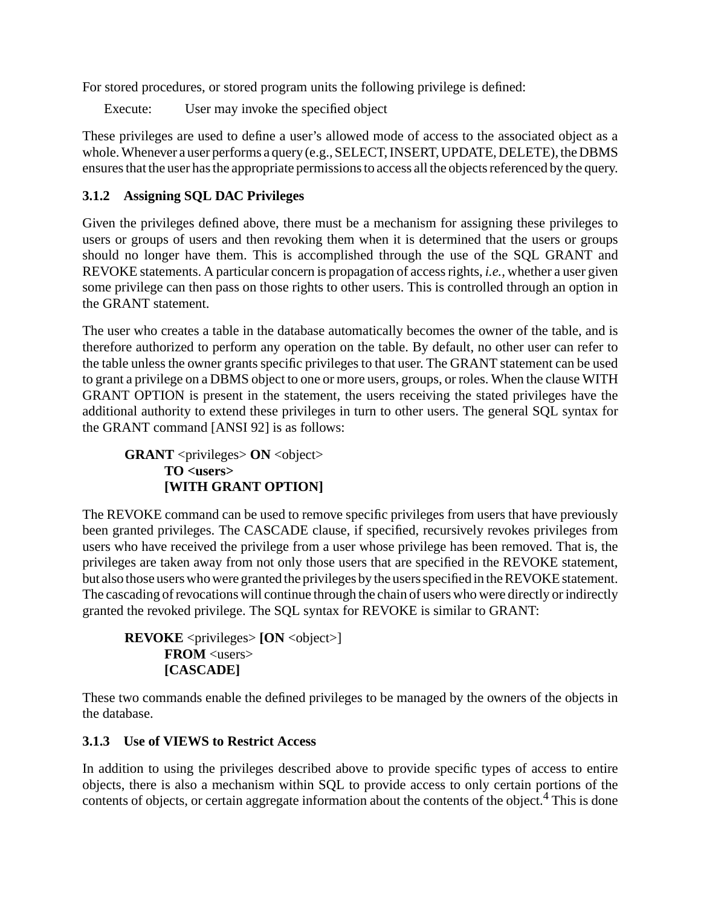For stored procedures, or stored program units the following privilege is defined:

Execute: User may invoke the specified object

These privileges are used to define a user's allowed mode of access to the associated object as a whole. Whenever a user performs a query (e.g., SELECT, INSERT, UPDATE, DELETE), the DBMS ensures that the user has the appropriate permissions to access all the objects referenced by the query.

### 3.1.2 Assigning SQL DAC Privileges

Given the privileges defined above, there must be a mechanism for assigning these privileges to users or groups of users and then revoking them when it is determined that the users or groups should no longer have them. This is accomplished through the use of the SQL GRANT and REVOKE statements. A particular concern is propagation of access rights, *i.e.,* whether a user given some privilege can then pass on those rights to other users. This is controlled through an option in the GRANT statement.

The user who creates a table in the database automatically becomes the owner of the table, and is therefore authorized to perform any operation on the table. By default, no other user can refer to the table unless the owner grants specific privileges to that user. The GRANT statement can be used to grant a privilege on a DBMS object to one or more users, groups, or roles. When the clause WITH GRANT OPTION is present in the statement, the users receiving the stated privileges have the additional authority to extend these privileges in turn to other users. The general SQL syntax for the GRANT command [ANSI 92] is as follows:

```
GRANT <privileges> ON <object>
      TO <users>
      [WITH GRANT OPTION]
```

The REVOKE command can be used to remove specific privileges from users that have previously been granted privileges. The CASCADE clause, if specified, recursively revokes privileges from users who have received the privilege from a user whose privilege has been removed. That is, the privileges are taken away from not only those users that are specified in the REVOKE statement, but also those users who were granted the privileges by the users specified in the REVOKE statement. The cascading of revocations will continue through the chain of users who were directly or indirectly granted the revoked privilege. The SQL syntax for REVOKE is similar to GRANT:

```
REVOKE <privileges> [ON <object>]
      FROM <users>
      [CASCADE]
```

These two commands enable the defined privileges to be managed by the owners of the objects in the database.

### 3.1.3 Use of VIEWS to Restrict Access

In addition to using the privileges described above to provide specific types of access to entire objects, there is also a mechanism within SQL to provide access to only certain portions of the contents of objects, or certain aggregate information about the contents of the object.[4] This is done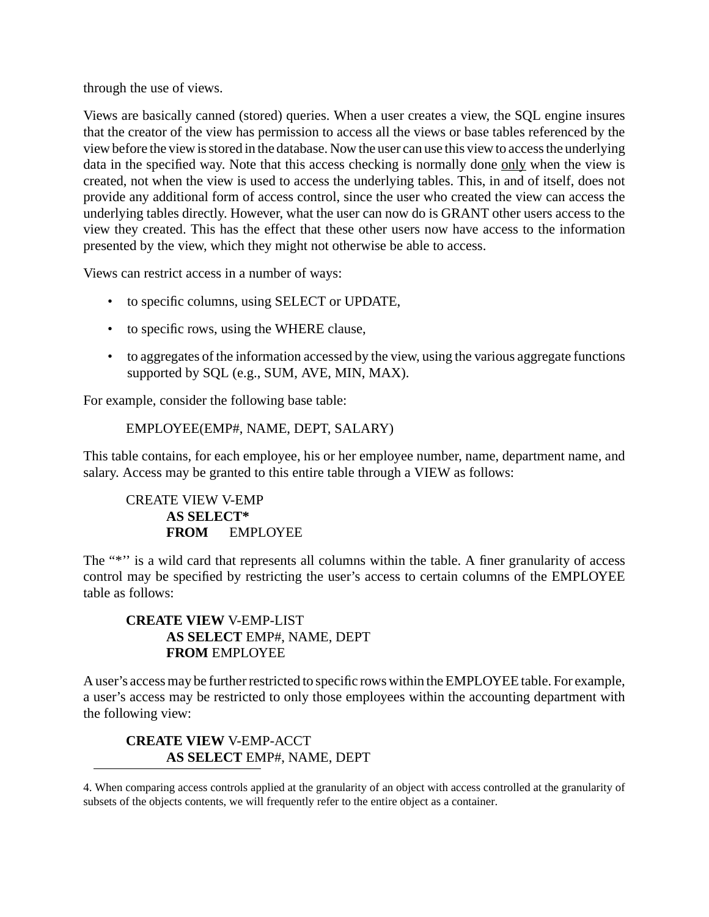through the use of views.

Views are basically canned (stored) queries. When a user creates a view, the SQL engine insures that the creator of the view has permission to access all the views or base tables referenced by the view before the view is stored in the database. Now the user can use this view to access the underlying data in the specified way. Note that this access checking is normally done <u>only</u> when the view is created, not when the view is used to access the underlying tables. This, in and of itself, does not provide any additional form of access control, since the user who created the view can access the underlying tables directly. However, what the user can now do is GRANT other users access to the view they created. This has the effect that these other users now have access to the information presented by the view, which they might not otherwise be able to access.

Views can restrict access in a number of ways:

- to specific columns, using SELECT or UPDATE,
- to specific rows, using the WHERE clause,
- to aggregates of the information accessed by the view, using the various aggregate functions supported by SQL (e.g., SUM, AVE, MIN, MAX).

For example, consider the following base table:

EMPLOYEE(EMP#, NAME, DEPT, SALARY)

This table contains, for each employee, his or her employee number, name, department name, and salary. Access may be granted to this entire table through a VIEW as follows:

```
CREATE VIEW V-EMP
    AS SELECT*
    FROM     EMPLOYEE
```

The "*'' is a wild card that represents all columns within the table. A finer granularity of access control may be specified by restricting the user's access to certain columns of the EMPLOYEE table as follows:

```
CREATE VIEW V-EMP-LIST
    AS SELECT EMP#, NAME, DEPT
    FROM EMPLOYEE
```

A user's access may be further restricted to specific rows within the EMPLOYEE table. For example, a user's access may be restricted to only those employees within the accounting department with the following view:

```
CREATE VIEW V-EMP-ACCT
    AS SELECT EMP#, NAME, DEPT
```

4. When comparing access controls applied at the granularity of an object with access controlled at the granularity of subsets of the objects contents, we will frequently refer to the entire object as a container.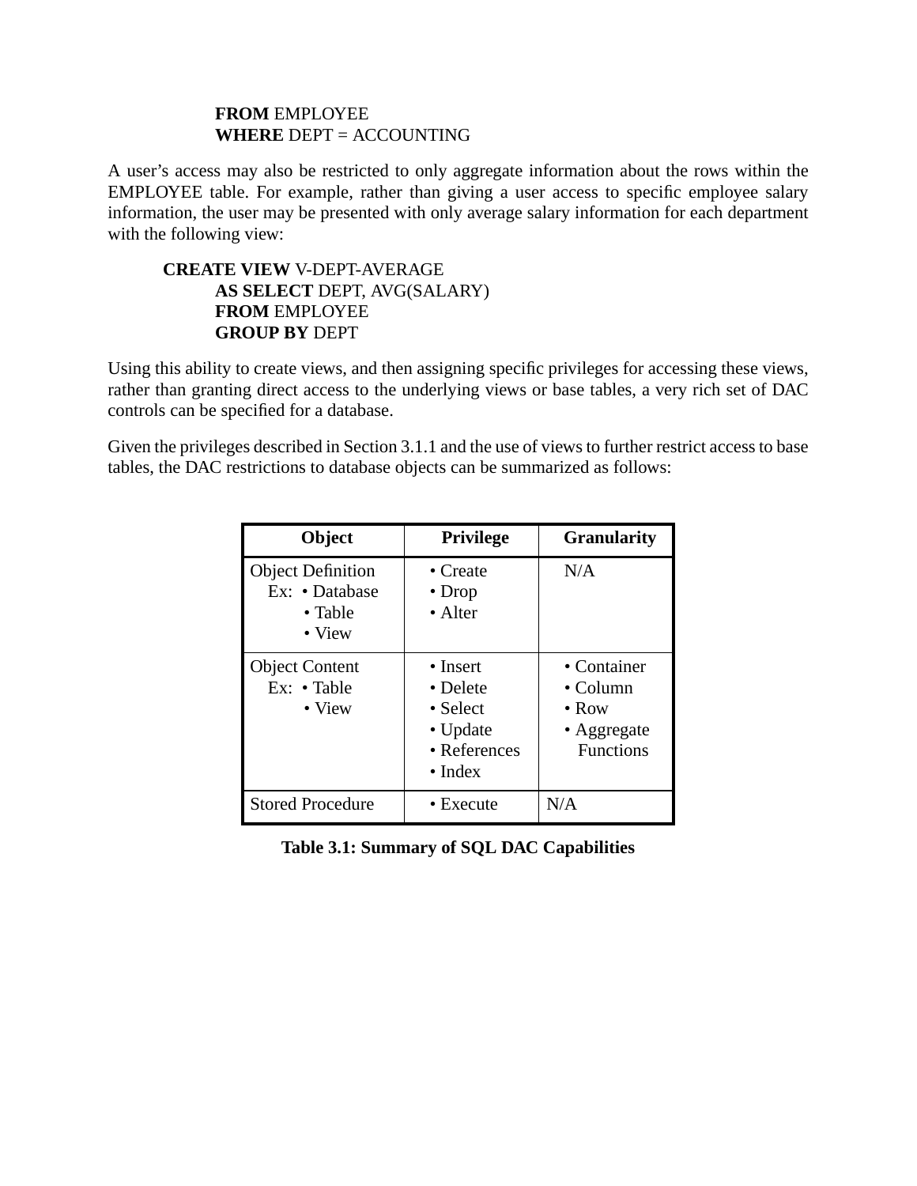```
        FROM EMPLOYEE
        WHERE DEPT = ACCOUNTING
```

A user's access may also be restricted to only aggregate information about the rows within the EMPLOYEE table. For example, rather than giving a user access to specific employee salary information, the user may be presented with only average salary information for each department with the following view:

```
CREATE VIEW V-DEPT-AVERAGE
        AS SELECT DEPT, AVG(SALARY)
        FROM EMPLOYEE
        GROUP BY DEPT
```

Using this ability to create views, and then assigning specific privileges for accessing these views, rather than granting direct access to the underlying views or base tables, a very rich set of DAC controls can be specified for a database.

Given the privileges described in Section 3.1.1 and the use of views to further restrict access to base tables, the DAC restrictions to database objects can be summarized as follows:

| Object | Privilege | Granularity |
| --- | --- | --- |
| Object Definition<br>Ex: • Database<br>• Table<br>• View | • Create<br>• Drop<br>• Alter | N/A |
| Object Content<br>Ex: • Table<br>• View | • Insert<br>• Delete<br>• Select<br>• Update<br>• References<br>• Index | • Container<br>• Column<br>• Row<br>• Aggregate Functions |
| Stored Procedure | • Execute | N/A |

**Table 3.1: Summary of SQL DAC Capabilities**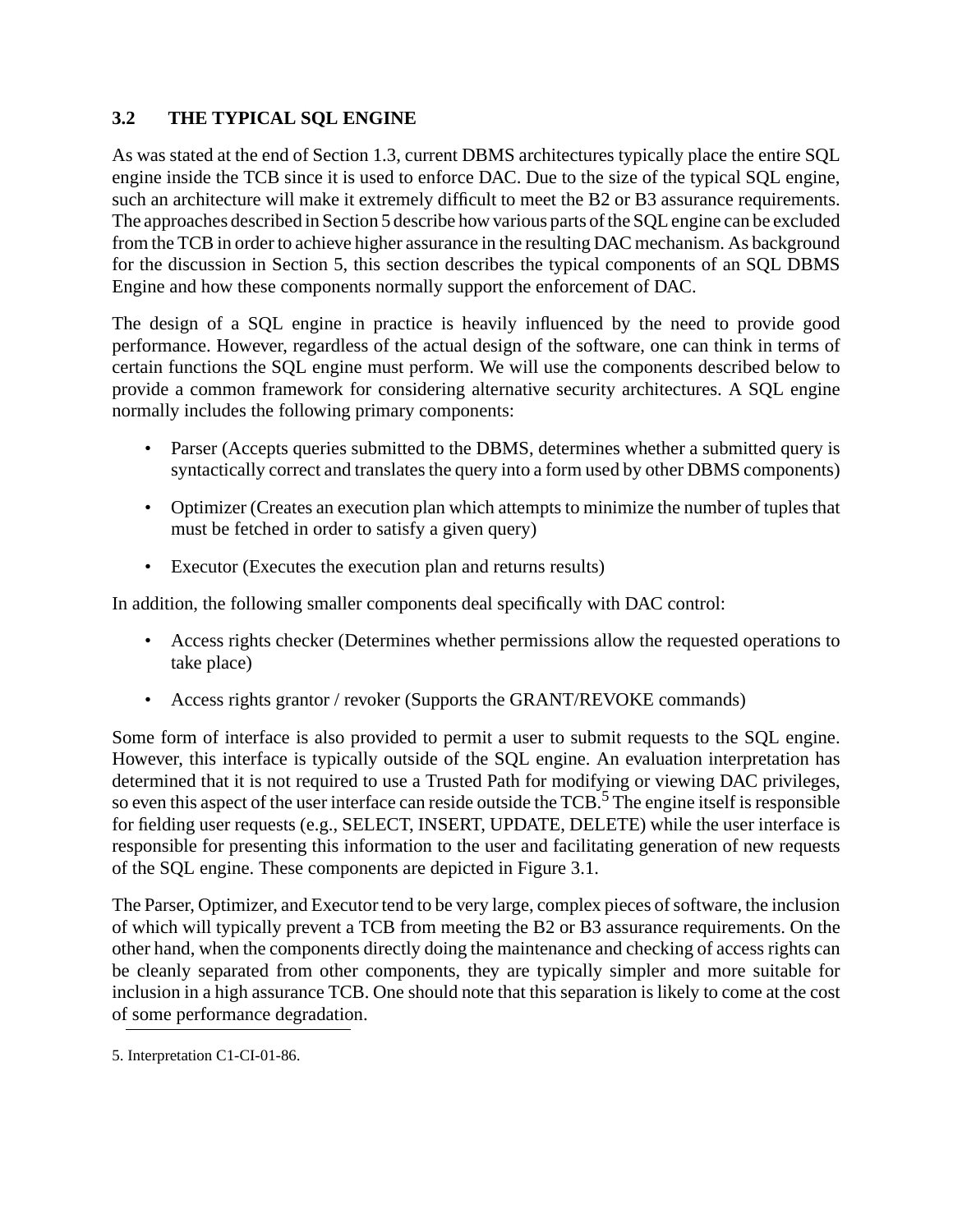## 3.2 THE TYPICAL SQL ENGINE

As was stated at the end of Section 1.3, current DBMS architectures typically place the entire SQL engine inside the TCB since it is used to enforce DAC. Due to the size of the typical SQL engine, such an architecture will make it extremely difficult to meet the B2 or B3 assurance requirements. The approaches described in Section 5 describe how various parts of the SQL engine can be excluded from the TCB in order to achieve higher assurance in the resulting DAC mechanism. As background for the discussion in Section 5, this section describes the typical components of an SQL DBMS Engine and how these components normally support the enforcement of DAC.

The design of a SQL engine in practice is heavily influenced by the need to provide good performance. However, regardless of the actual design of the software, one can think in terms of certain functions the SQL engine must perform. We will use the components described below to provide a common framework for considering alternative security architectures. A SQL engine normally includes the following primary components:

- Parser (Accepts queries submitted to the DBMS, determines whether a submitted query is syntactically correct and translates the query into a form used by other DBMS components)
- Optimizer (Creates an execution plan which attempts to minimize the number of tuples that must be fetched in order to satisfy a given query)
- Executor (Executes the execution plan and returns results)

In addition, the following smaller components deal specifically with DAC control:

- Access rights checker (Determines whether permissions allow the requested operations to take place)
- Access rights grantor / revoker (Supports the GRANT/REVOKE commands)

Some form of interface is also provided to permit a user to submit requests to the SQL engine. However, this interface is typically outside of the SQL engine. An evaluation interpretation has determined that it is not required to use a Trusted Path for modifying or viewing DAC privileges, so even this aspect of the user interface can reside outside the TCB.[5] The engine itself is responsible for fielding user requests (e.g., SELECT, INSERT, UPDATE, DELETE) while the user interface is responsible for presenting this information to the user and facilitating generation of new requests of the SQL engine. These components are depicted in Figure 3.1.

The Parser, Optimizer, and Executor tend to be very large, complex pieces of software, the inclusion of which will typically prevent a TCB from meeting the B2 or B3 assurance requirements. On the other hand, when the components directly doing the maintenance and checking of access rights can be cleanly separated from other components, they are typically simpler and more suitable for inclusion in a high assurance TCB. One should note that this separation is likely to come at the cost of some performance degradation.

5. Interpretation C1-CI-01-86.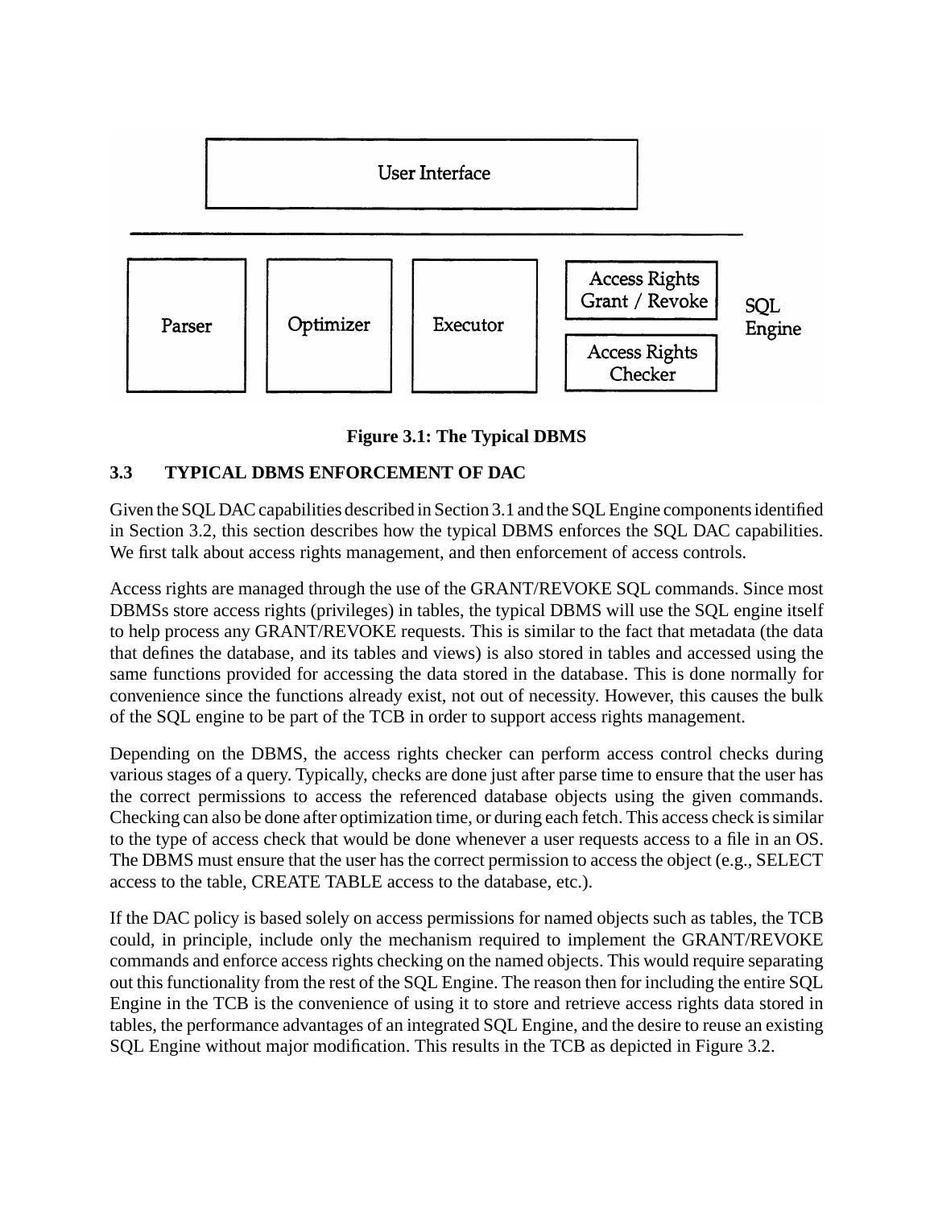User Interface

Parser | Optimizer | Executor | Access Rights Grant / Revoke | Access Rights Checker | SQL Engine

**Figure 3.1: The Typical DBMS**

### 3.3 TYPICAL DBMS ENFORCEMENT OF DAC

Given the SQL DAC capabilities described in Section 3.1 and the SQL Engine components identified in Section 3.2, this section describes how the typical DBMS enforces the SQL DAC capabilities. We first talk about access rights management, and then enforcement of access controls.

Access rights are managed through the use of the GRANT/REVOKE SQL commands. Since most DBMSs store access rights (privileges) in tables, the typical DBMS will use the SQL engine itself to help process any GRANT/REVOKE requests. This is similar to the fact that metadata (the data that defines the database, and its tables and views) is also stored in tables and accessed using the same functions provided for accessing the data stored in the database. This is done normally for convenience since the functions already exist, not out of necessity. However, this causes the bulk of the SQL engine to be part of the TCB in order to support access rights management.

Depending on the DBMS, the access rights checker can perform access control checks during various stages of a query. Typically, checks are done just after parse time to ensure that the user has the correct permissions to access the referenced database objects using the given commands. Checking can also be done after optimization time, or during each fetch. This access check is similar to the type of access check that would be done whenever a user requests access to a file in an OS. The DBMS must ensure that the user has the correct permission to access the object (e.g., SELECT access to the table, CREATE TABLE access to the database, etc.).

If the DAC policy is based solely on access permissions for named objects such as tables, the TCB could, in principle, include only the mechanism required to implement the GRANT/REVOKE commands and enforce access rights checking on the named objects. This would require separating out this functionality from the rest of the SQL Engine. The reason then for including the entire SQL Engine in the TCB is the convenience of using it to store and retrieve access rights data stored in tables, the performance advantages of an integrated SQL Engine, and the desire to reuse an existing SQL Engine without major modification. This results in the TCB as depicted in Figure 3.2.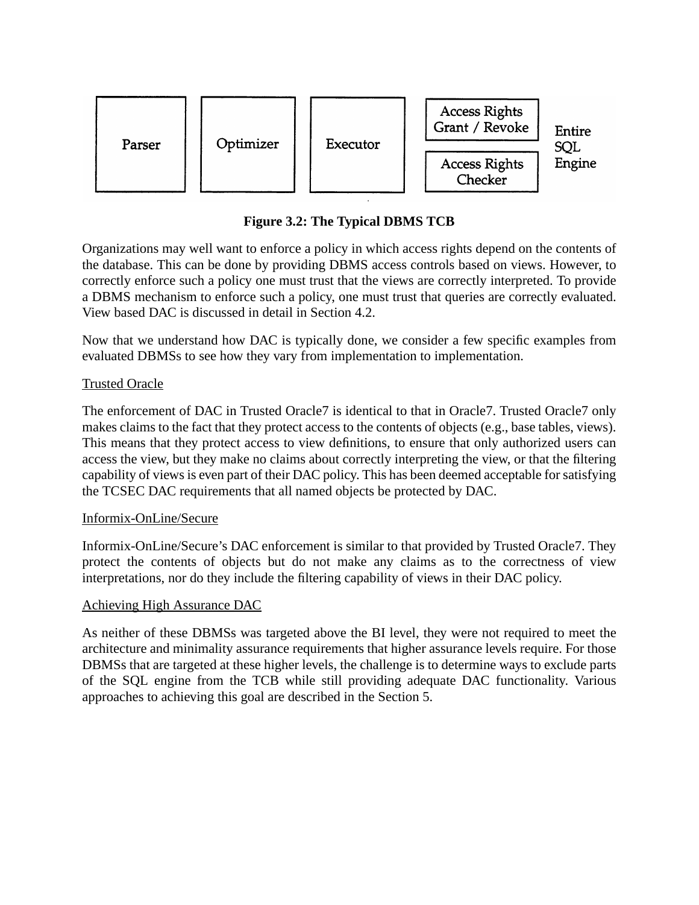Parser | Optimizer | Executor | Access Rights Grant / Revoke | Access Rights Checker | Entire SQL Engine

**Figure 3.2: The Typical DBMS TCB**

Organizations may well want to enforce a policy in which access rights depend on the contents of the database. This can be done by providing DBMS access controls based on views. However, to correctly enforce such a policy one must trust that the views are correctly interpreted. To provide a DBMS mechanism to enforce such a policy, one must trust that queries are correctly evaluated. View based DAC is discussed in detail in Section 4.2.

Now that we understand how DAC is typically done, we consider a few specific examples from evaluated DBMSs to see how they vary from implementation to implementation.

Trusted Oracle

The enforcement of DAC in Trusted Oracle7 is identical to that in Oracle7. Trusted Oracle7 only makes claims to the fact that they protect access to the contents of objects (e.g., base tables, views). This means that they protect access to view definitions, to ensure that only authorized users can access the view, but they make no claims about correctly interpreting the view, or that the filtering capability of views is even part of their DAC policy. This has been deemed acceptable for satisfying the TCSEC DAC requirements that all named objects be protected by DAC.

Informix-OnLine/Secure

Informix-OnLine/Secure's DAC enforcement is similar to that provided by Trusted Oracle7. They protect the contents of objects but do not make any claims as to the correctness of view interpretations, nor do they include the filtering capability of views in their DAC policy.

Achieving High Assurance DAC

As neither of these DBMSs was targeted above the BI level, they were not required to meet the architecture and minimality assurance requirements that higher assurance levels require. For those DBMSs that are targeted at these higher levels, the challenge is to determine ways to exclude parts of the SQL engine from the TCB while still providing adequate DAC functionality. Various approaches to achieving this goal are described in the Section 5.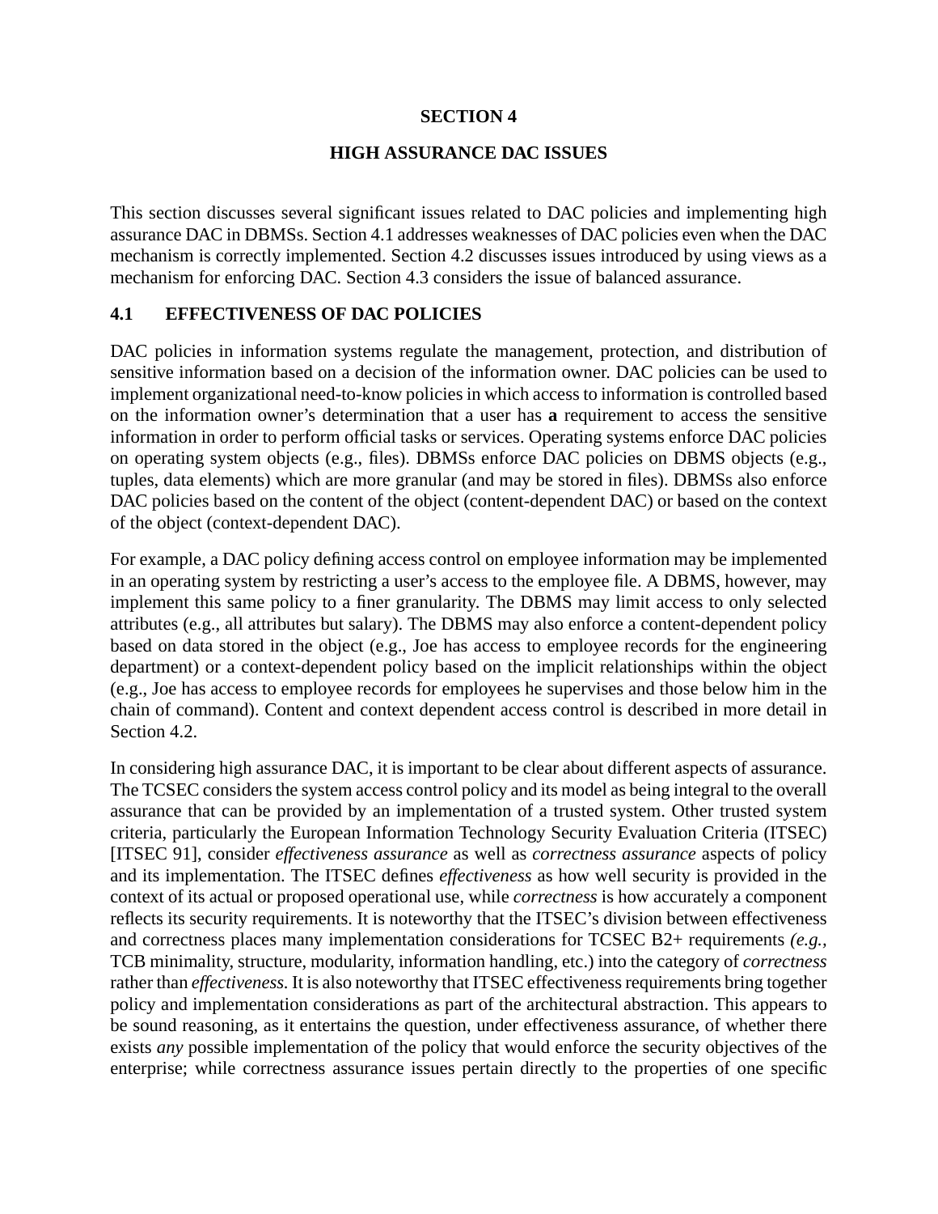# SECTION 4

# HIGH ASSURANCE DAC ISSUES

This section discusses several significant issues related to DAC policies and implementing high assurance DAC in DBMSs. Section 4.1 addresses weaknesses of DAC policies even when the DAC mechanism is correctly implemented. Section 4.2 discusses issues introduced by using views as a mechanism for enforcing DAC. Section 4.3 considers the issue of balanced assurance.

## 4.1 EFFECTIVENESS OF DAC POLICIES

DAC policies in information systems regulate the management, protection, and distribution of sensitive information based on a decision of the information owner. DAC policies can be used to implement organizational need-to-know policies in which access to information is controlled based on the information owner's determination that a user has **a** requirement to access the sensitive information in order to perform official tasks or services. Operating systems enforce DAC policies on operating system objects (e.g., files). DBMSs enforce DAC policies on DBMS objects (e.g., tuples, data elements) which are more granular (and may be stored in files). DBMSs also enforce DAC policies based on the content of the object (content-dependent DAC) or based on the context of the object (context-dependent DAC).

For example, a DAC policy defining access control on employee information may be implemented in an operating system by restricting a user's access to the employee file. A DBMS, however, may implement this same policy to a finer granularity. The DBMS may limit access to only selected attributes (e.g., all attributes but salary). The DBMS may also enforce a content-dependent policy based on data stored in the object (e.g., Joe has access to employee records for the engineering department) or a context-dependent policy based on the implicit relationships within the object (e.g., Joe has access to employee records for employees he supervises and those below him in the chain of command). Content and context dependent access control is described in more detail in Section 4.2.

In considering high assurance DAC, it is important to be clear about different aspects of assurance. The TCSEC considers the system access control policy and its model as being integral to the overall assurance that can be provided by an implementation of a trusted system. Other trusted system criteria, particularly the European Information Technology Security Evaluation Criteria (ITSEC) [ITSEC 91], consider *effectiveness assurance* as well as *correctness assurance* aspects of policy and its implementation. The ITSEC defines *effectiveness* as how well security is provided in the context of its actual or proposed operational use, while *correctness* is how accurately a component reflects its security requirements. It is noteworthy that the ITSEC's division between effectiveness and correctness places many implementation considerations for TCSEC B2+ requirements *(e.g.,* TCB minimality, structure, modularity, information handling, etc.) into the category of *correctness* rather than *effectiveness*. It is also noteworthy that ITSEC effectiveness requirements bring together policy and implementation considerations as part of the architectural abstraction. This appears to be sound reasoning, as it entertains the question, under effectiveness assurance, of whether there exists *any* possible implementation of the policy that would enforce the security objectives of the enterprise; while correctness assurance issues pertain directly to the properties of one specific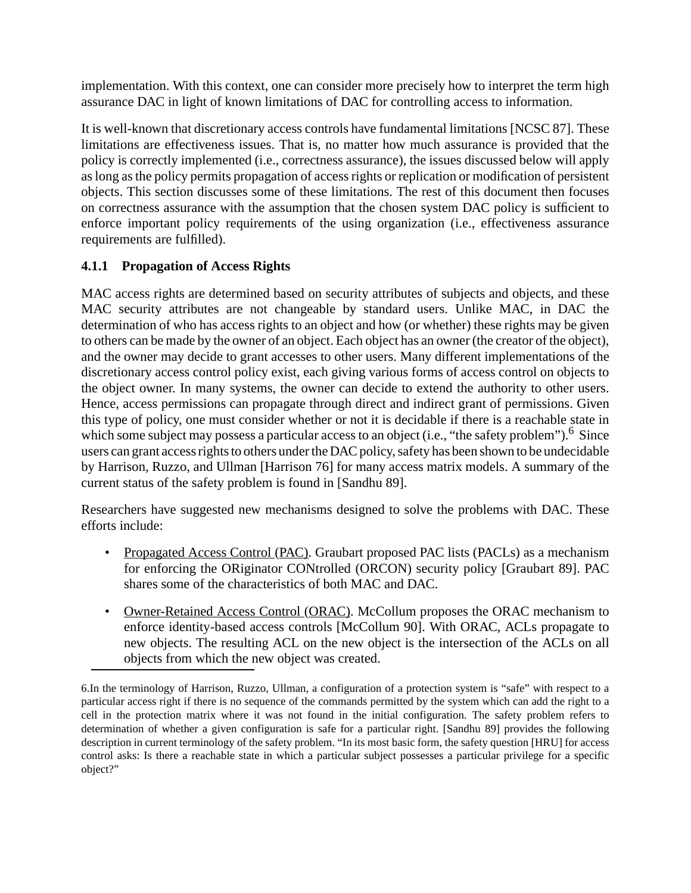implementation. With this context, one can consider more precisely how to interpret the term high assurance DAC in light of known limitations of DAC for controlling access to information.

It is well-known that discretionary access controls have fundamental limitations [NCSC 87]. These limitations are effectiveness issues. That is, no matter how much assurance is provided that the policy is correctly implemented (i.e., correctness assurance), the issues discussed below will apply as long as the policy permits propagation of access rights or replication or modification of persistent objects. This section discusses some of these limitations. The rest of this document then focuses on correctness assurance with the assumption that the chosen system DAC policy is sufficient to enforce important policy requirements of the using organization (i.e., effectiveness assurance requirements are fulfilled).

### 4.1.1 Propagation of Access Rights

MAC access rights are determined based on security attributes of subjects and objects, and these MAC security attributes are not changeable by standard users. Unlike MAC, in DAC the determination of who has access rights to an object and how (or whether) these rights may be given to others can be made by the owner of an object. Each object has an owner (the creator of the object), and the owner may decide to grant accesses to other users. Many different implementations of the discretionary access control policy exist, each giving various forms of access control on objects to the object owner. In many systems, the owner can decide to extend the authority to other users. Hence, access permissions can propagate through direct and indirect grant of permissions. Given this type of policy, one must consider whether or not it is decidable if there is a reachable state in which some subject may possess a particular access to an object (i.e., "the safety problem").[6] Since users can grant access rights to others under the DAC policy, safety has been shown to be undecidable by Harrison, Ruzzo, and Ullman [Harrison 76] for many access matrix models. A summary of the current status of the safety problem is found in [Sandhu 89].

Researchers have suggested new mechanisms designed to solve the problems with DAC. These efforts include:

- Propagated Access Control (PAC). Graubart proposed PAC lists (PACLs) as a mechanism for enforcing the ORiginator CONtrolled (ORCON) security policy [Graubart 89]. PAC shares some of the characteristics of both MAC and DAC.
- Owner-Retained Access Control (ORAC). McCollum proposes the ORAC mechanism to enforce identity-based access controls [McCollum 90]. With ORAC, ACLs propagate to new objects. The resulting ACL on the new object is the intersection of the ACLs on all objects from which the new object was created.

---

6.In the terminology of Harrison, Ruzzo, Ullman, a configuration of a protection system is "safe" with respect to a particular access right if there is no sequence of the commands permitted by the system which can add the right to a cell in the protection matrix where it was not found in the initial configuration. The safety problem refers to determination of whether a given configuration is safe for a particular right. [Sandhu 89] provides the following description in current terminology of the safety problem. "In its most basic form, the safety question [HRU] for access control asks: Is there a reachable state in which a particular subject possesses a particular privilege for a specific object?"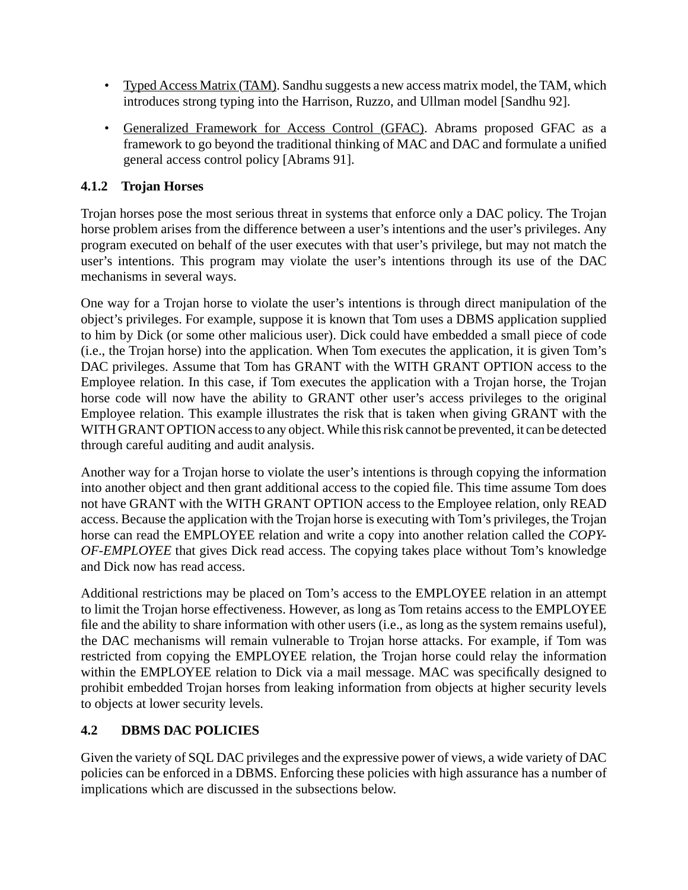- Typed Access Matrix (TAM). Sandhu suggests a new access matrix model, the TAM, which introduces strong typing into the Harrison, Ruzzo, and Ullman model [Sandhu 92].
- Generalized Framework for Access Control (GFAC). Abrams proposed GFAC as a framework to go beyond the traditional thinking of MAC and DAC and formulate a unified general access control policy [Abrams 91].

### 4.1.2 Trojan Horses

Trojan horses pose the most serious threat in systems that enforce only a DAC policy. The Trojan horse problem arises from the difference between a user's intentions and the user's privileges. Any program executed on behalf of the user executes with that user's privilege, but may not match the user's intentions. This program may violate the user's intentions through its use of the DAC mechanisms in several ways.

One way for a Trojan horse to violate the user's intentions is through direct manipulation of the object's privileges. For example, suppose it is known that Tom uses a DBMS application supplied to him by Dick (or some other malicious user). Dick could have embedded a small piece of code (i.e., the Trojan horse) into the application. When Tom executes the application, it is given Tom's DAC privileges. Assume that Tom has GRANT with the WITH GRANT OPTION access to the Employee relation. In this case, if Tom executes the application with a Trojan horse, the Trojan horse code will now have the ability to GRANT other user's access privileges to the original Employee relation. This example illustrates the risk that is taken when giving GRANT with the WITH GRANT OPTION access to any object. While this risk cannot be prevented, it can be detected through careful auditing and audit analysis.

Another way for a Trojan horse to violate the user's intentions is through copying the information into another object and then grant additional access to the copied file. This time assume Tom does not have GRANT with the WITH GRANT OPTION access to the Employee relation, only READ access. Because the application with the Trojan horse is executing with Tom's privileges, the Trojan horse can read the EMPLOYEE relation and write a copy into another relation called the *COPY-OF-EMPLOYEE* that gives Dick read access. The copying takes place without Tom's knowledge and Dick now has read access.

Additional restrictions may be placed on Tom's access to the EMPLOYEE relation in an attempt to limit the Trojan horse effectiveness. However, as long as Tom retains access to the EMPLOYEE file and the ability to share information with other users (i.e., as long as the system remains useful), the DAC mechanisms will remain vulnerable to Trojan horse attacks. For example, if Tom was restricted from copying the EMPLOYEE relation, the Trojan horse could relay the information within the EMPLOYEE relation to Dick via a mail message. MAC was specifically designed to prohibit embedded Trojan horses from leaking information from objects at higher security levels to objects at lower security levels.

## 4.2 DBMS DAC POLICIES

Given the variety of SQL DAC privileges and the expressive power of views, a wide variety of DAC policies can be enforced in a DBMS. Enforcing these policies with high assurance has a number of implications which are discussed in the subsections below.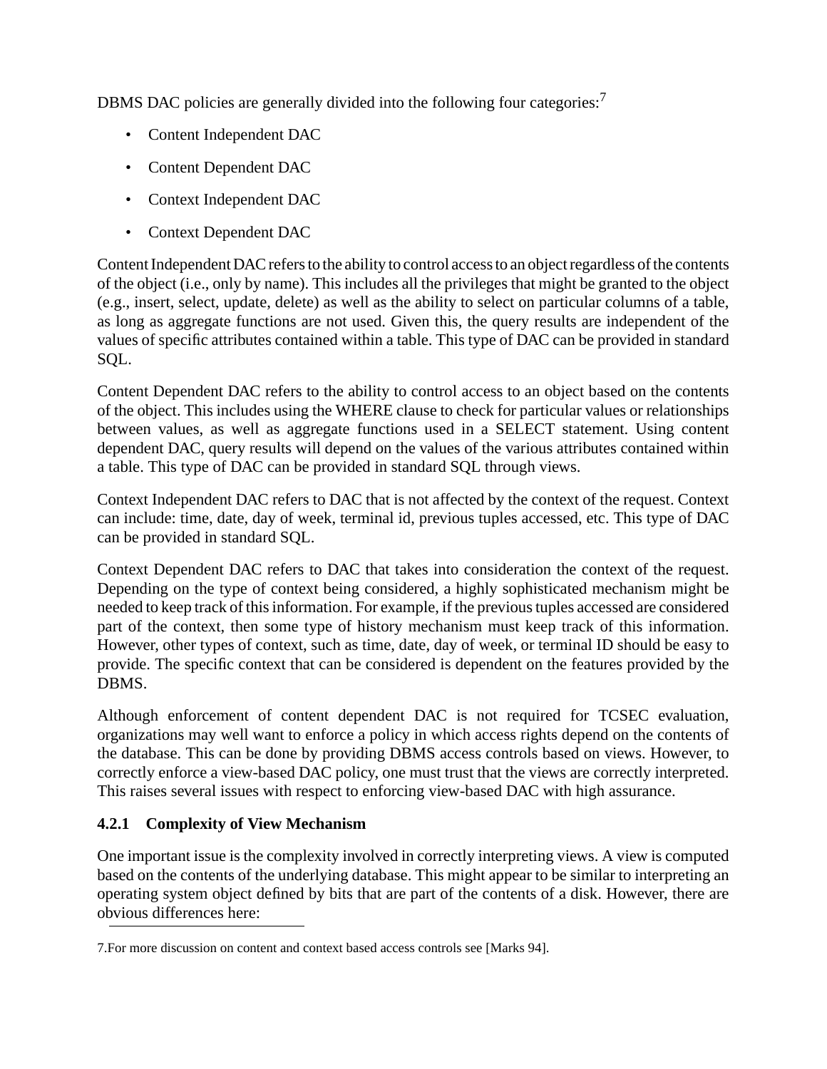DBMS DAC policies are generally divided into the following four categories:[7]

- Content Independent DAC
- Content Dependent DAC
- Context Independent DAC
- Context Dependent DAC

Content Independent DAC refers to the ability to control access to an object regardless of the contents of the object (i.e., only by name). This includes all the privileges that might be granted to the object (e.g., insert, select, update, delete) as well as the ability to select on particular columns of a table, as long as aggregate functions are not used. Given this, the query results are independent of the values of specific attributes contained within a table. This type of DAC can be provided in standard SQL.

Content Dependent DAC refers to the ability to control access to an object based on the contents of the object. This includes using the WHERE clause to check for particular values or relationships between values, as well as aggregate functions used in a SELECT statement. Using content dependent DAC, query results will depend on the values of the various attributes contained within a table. This type of DAC can be provided in standard SQL through views.

Context Independent DAC refers to DAC that is not affected by the context of the request. Context can include: time, date, day of week, terminal id, previous tuples accessed, etc. This type of DAC can be provided in standard SQL.

Context Dependent DAC refers to DAC that takes into consideration the context of the request. Depending on the type of context being considered, a highly sophisticated mechanism might be needed to keep track of this information. For example, if the previous tuples accessed are considered part of the context, then some type of history mechanism must keep track of this information. However, other types of context, such as time, date, day of week, or terminal ID should be easy to provide. The specific context that can be considered is dependent on the features provided by the DBMS.

Although enforcement of content dependent DAC is not required for TCSEC evaluation, organizations may well want to enforce a policy in which access rights depend on the contents of the database. This can be done by providing DBMS access controls based on views. However, to correctly enforce a view-based DAC policy, one must trust that the views are correctly interpreted. This raises several issues with respect to enforcing view-based DAC with high assurance.

### 4.2.1 Complexity of View Mechanism

One important issue is the complexity involved in correctly interpreting views. A view is computed based on the contents of the underlying database. This might appear to be similar to interpreting an operating system object defined by bits that are part of the contents of a disk. However, there are obvious differences here:

---

7. For more discussion on content and context based access controls see [Marks 94].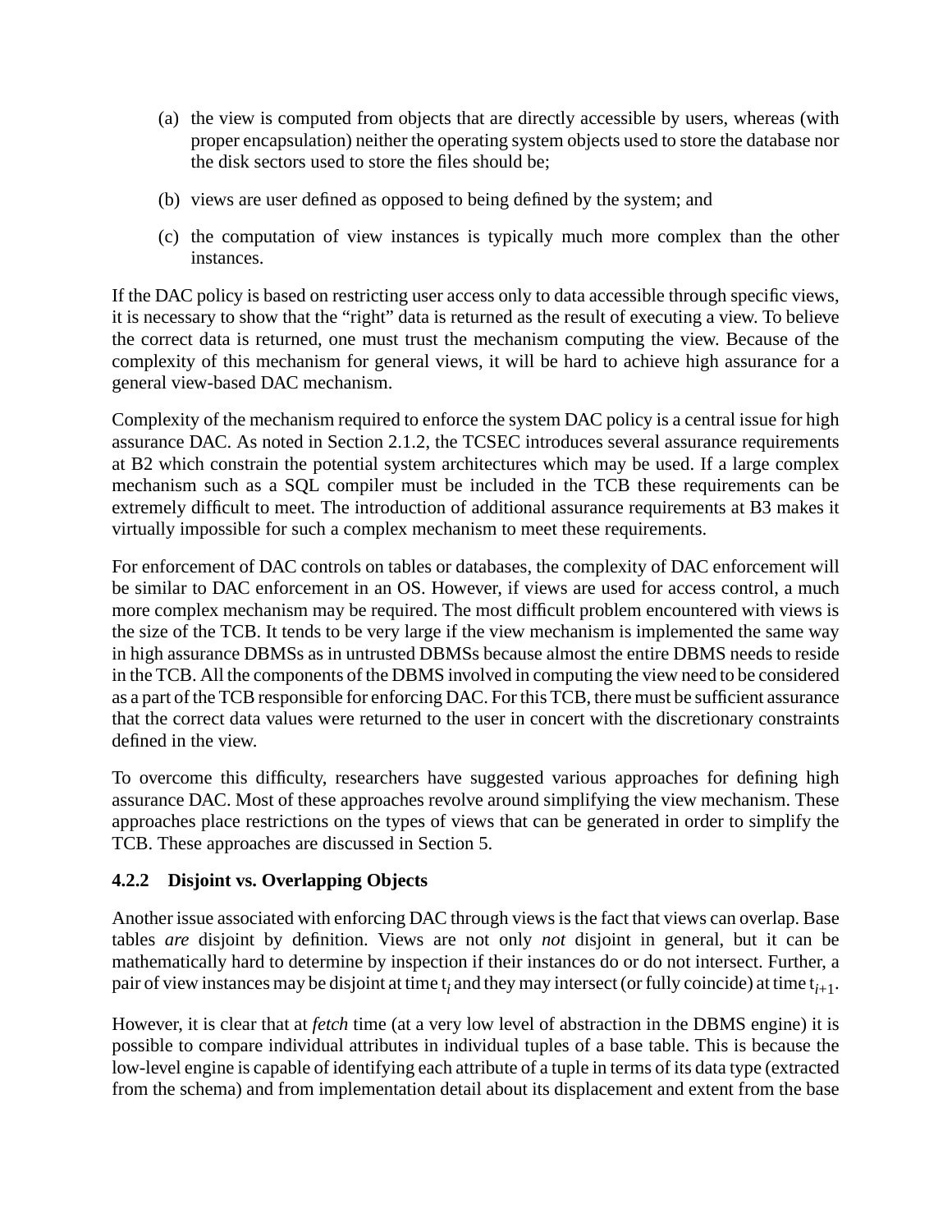(a) the view is computed from objects that are directly accessible by users, whereas (with proper encapsulation) neither the operating system objects used to store the database nor the disk sectors used to store the files should be;

(b) views are user defined as opposed to being defined by the system; and

(c) the computation of view instances is typically much more complex than the other instances.

If the DAC policy is based on restricting user access only to data accessible through specific views, it is necessary to show that the "right" data is returned as the result of executing a view. To believe the correct data is returned, one must trust the mechanism computing the view. Because of the complexity of this mechanism for general views, it will be hard to achieve high assurance for a general view-based DAC mechanism.

Complexity of the mechanism required to enforce the system DAC policy is a central issue for high assurance DAC. As noted in Section 2.1.2, the TCSEC introduces several assurance requirements at B2 which constrain the potential system architectures which may be used. If a large complex mechanism such as a SQL compiler must be included in the TCB these requirements can be extremely difficult to meet. The introduction of additional assurance requirements at B3 makes it virtually impossible for such a complex mechanism to meet these requirements.

For enforcement of DAC controls on tables or databases, the complexity of DAC enforcement will be similar to DAC enforcement in an OS. However, if views are used for access control, a much more complex mechanism may be required. The most difficult problem encountered with views is the size of the TCB. It tends to be very large if the view mechanism is implemented the same way in high assurance DBMSs as in untrusted DBMSs because almost the entire DBMS needs to reside in the TCB. All the components of the DBMS involved in computing the view need to be considered as a part of the TCB responsible for enforcing DAC. For this TCB, there must be sufficient assurance that the correct data values were returned to the user in concert with the discretionary constraints defined in the view.

To overcome this difficulty, researchers have suggested various approaches for defining high assurance DAC. Most of these approaches revolve around simplifying the view mechanism. These approaches place restrictions on the types of views that can be generated in order to simplify the TCB. These approaches are discussed in Section 5.

### 4.2.2 Disjoint vs. Overlapping Objects

Another issue associated with enforcing DAC through views is the fact that views can overlap. Base tables *are* disjoint by definition. Views are not only *not* disjoint in general, but it can be mathematically hard to determine by inspection if their instances do or do not intersect. Further, a pair of view instances may be disjoint at time $t_i$ and they may intersect (or fully coincide) at time $t_{i+1}$.

However, it is clear that at *fetch* time (at a very low level of abstraction in the DBMS engine) it is possible to compare individual attributes in individual tuples of a base table. This is because the low-level engine is capable of identifying each attribute of a tuple in terms of its data type (extracted from the schema) and from implementation detail about its displacement and extent from the base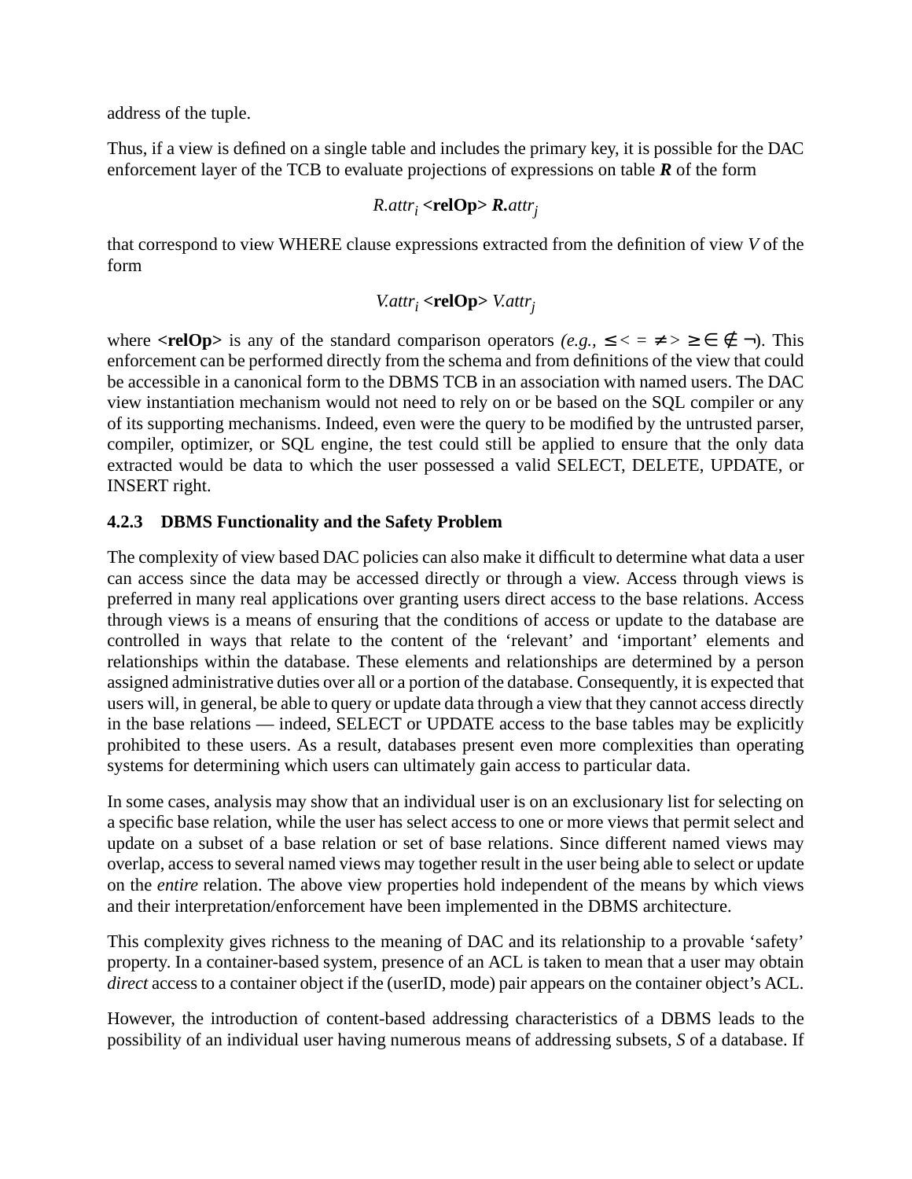address of the tuple.

Thus, if a view is defined on a single table and includes the primary key, it is possible for the DAC enforcement layer of the TCB to evaluate projections of expressions on table ***R*** of the form

$$R.attr_i \ \textbf{<relOp>} \ \boldsymbol{R}.attr_j$$

that correspond to view WHERE clause expressions extracted from the definition of view *V* of the form

$$V.attr_i \ \textbf{<relOp>} \ V.attr_j$$

where **<relOp>** is any of the standard comparison operators *(e.g.,* $\leq < = \neq > \geq \in \notin \neg$). This enforcement can be performed directly from the schema and from definitions of the view that could be accessible in a canonical form to the DBMS TCB in an association with named users. The DAC view instantiation mechanism would not need to rely on or be based on the SQL compiler or any of its supporting mechanisms. Indeed, even were the query to be modified by the untrusted parser, compiler, optimizer, or SQL engine, the test could still be applied to ensure that the only data extracted would be data to which the user possessed a valid SELECT, DELETE, UPDATE, or INSERT right.

### 4.2.3 DBMS Functionality and the Safety Problem

The complexity of view based DAC policies can also make it difficult to determine what data a user can access since the data may be accessed directly or through a view. Access through views is preferred in many real applications over granting users direct access to the base relations. Access through views is a means of ensuring that the conditions of access or update to the database are controlled in ways that relate to the content of the 'relevant' and 'important' elements and relationships within the database. These elements and relationships are determined by a person assigned administrative duties over all or a portion of the database. Consequently, it is expected that users will, in general, be able to query or update data through a view that they cannot access directly in the base relations — indeed, SELECT or UPDATE access to the base tables may be explicitly prohibited to these users. As a result, databases present even more complexities than operating systems for determining which users can ultimately gain access to particular data.

In some cases, analysis may show that an individual user is on an exclusionary list for selecting on a specific base relation, while the user has select access to one or more views that permit select and update on a subset of a base relation or set of base relations. Since different named views may overlap, access to several named views may together result in the user being able to select or update on the *entire* relation. The above view properties hold independent of the means by which views and their interpretation/enforcement have been implemented in the DBMS architecture.

This complexity gives richness to the meaning of DAC and its relationship to a provable 'safety' property. In a container-based system, presence of an ACL is taken to mean that a user may obtain *direct* access to a container object if the (userID, mode) pair appears on the container object's ACL.

However, the introduction of content-based addressing characteristics of a DBMS leads to the possibility of an individual user having numerous means of addressing subsets, *S* of a database. If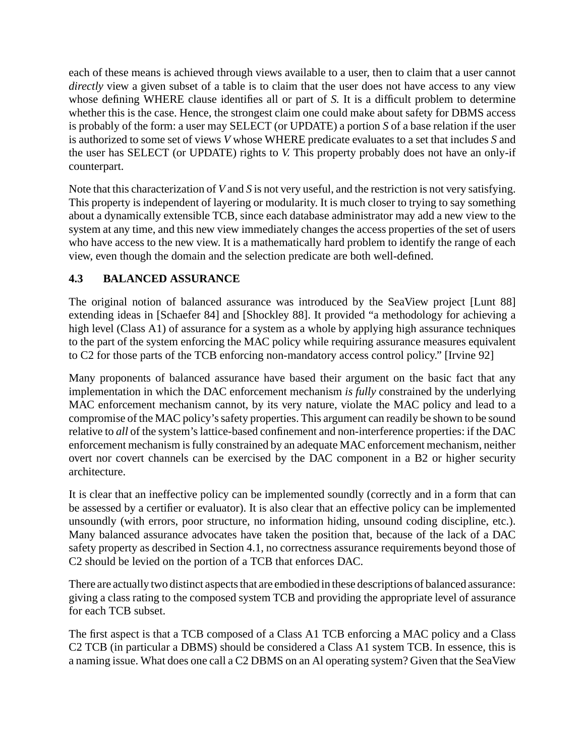each of these means is achieved through views available to a user, then to claim that a user cannot *directly* view a given subset of a table is to claim that the user does not have access to any view whose defining WHERE clause identifies all or part of *S.* It is a difficult problem to determine whether this is the case. Hence, the strongest claim one could make about safety for DBMS access is probably of the form: a user may SELECT (or UPDATE) a portion *S* of a base relation if the user is authorized to some set of views *V* whose WHERE predicate evaluates to a set that includes *S* and the user has SELECT (or UPDATE) rights to *V.* This property probably does not have an only-if counterpart.

Note that this characterization of *V* and *S* is not very useful, and the restriction is not very satisfying. This property is independent of layering or modularity. It is much closer to trying to say something about a dynamically extensible TCB, since each database administrator may add a new view to the system at any time, and this new view immediately changes the access properties of the set of users who have access to the new view. It is a mathematically hard problem to identify the range of each view, even though the domain and the selection predicate are both well-defined.

### 4.3 BALANCED ASSURANCE

The original notion of balanced assurance was introduced by the SeaView project [Lunt 88] extending ideas in [Schaefer 84] and [Shockley 88]. It provided "a methodology for achieving a high level (Class A1) of assurance for a system as a whole by applying high assurance techniques to the part of the system enforcing the MAC policy while requiring assurance measures equivalent to C2 for those parts of the TCB enforcing non-mandatory access control policy." [Irvine 92]

Many proponents of balanced assurance have based their argument on the basic fact that any implementation in which the DAC enforcement mechanism *is fully* constrained by the underlying MAC enforcement mechanism cannot, by its very nature, violate the MAC policy and lead to a compromise of the MAC policy's safety properties. This argument can readily be shown to be sound relative to *all* of the system's lattice-based confinement and non-interference properties: if the DAC enforcement mechanism is fully constrained by an adequate MAC enforcement mechanism, neither overt nor covert channels can be exercised by the DAC component in a B2 or higher security architecture.

It is clear that an ineffective policy can be implemented soundly (correctly and in a form that can be assessed by a certifier or evaluator). It is also clear that an effective policy can be implemented unsoundly (with errors, poor structure, no information hiding, unsound coding discipline, etc.). Many balanced assurance advocates have taken the position that, because of the lack of a DAC safety property as described in Section 4.1, no correctness assurance requirements beyond those of C2 should be levied on the portion of a TCB that enforces DAC.

There are actually two distinct aspects that are embodied in these descriptions of balanced assurance: giving a class rating to the composed system TCB and providing the appropriate level of assurance for each TCB subset.

The first aspect is that a TCB composed of a Class A1 TCB enforcing a MAC policy and a Class C2 TCB (in particular a DBMS) should be considered a Class A1 system TCB. In essence, this is a naming issue. What does one call a C2 DBMS on an Al operating system? Given that the SeaView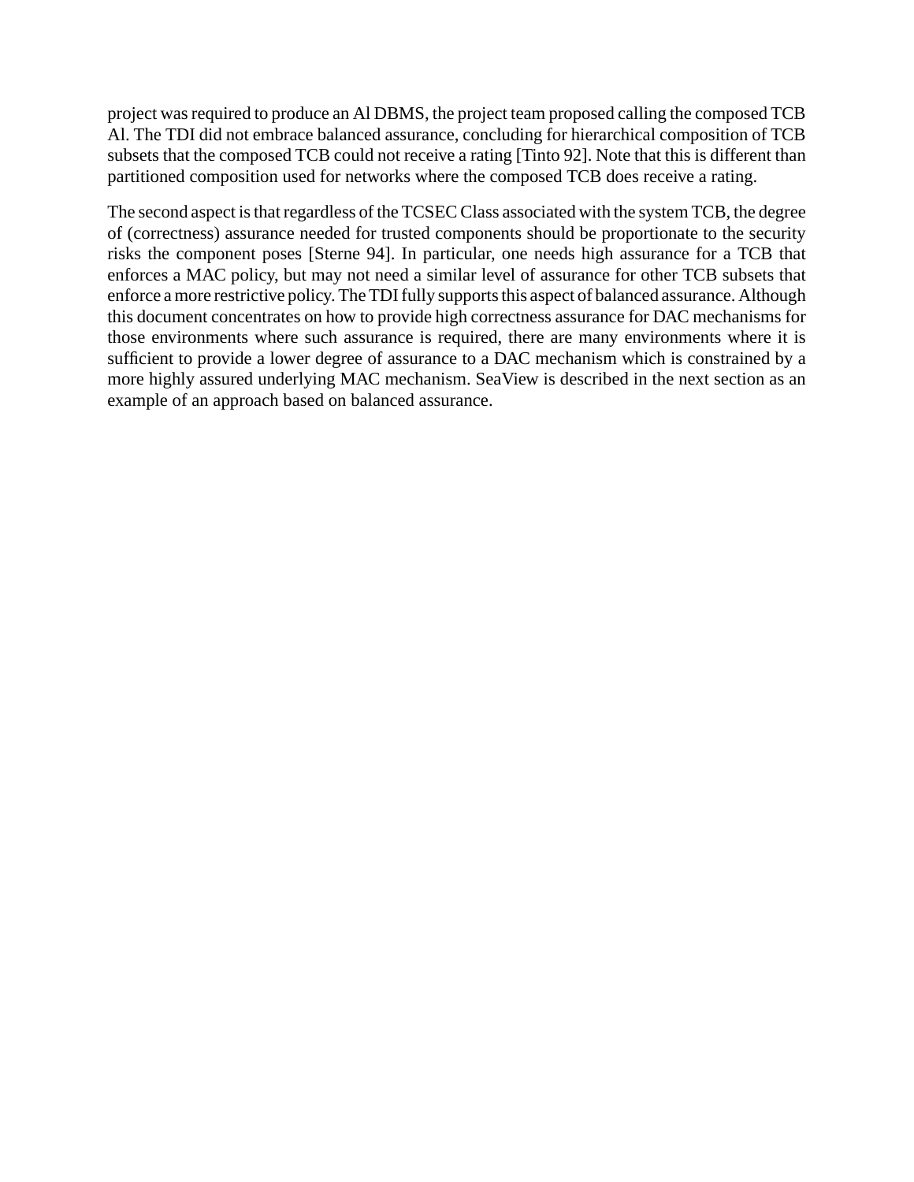project was required to produce an Al DBMS, the project team proposed calling the composed TCB Al. The TDI did not embrace balanced assurance, concluding for hierarchical composition of TCB subsets that the composed TCB could not receive a rating [Tinto 92]. Note that this is different than partitioned composition used for networks where the composed TCB does receive a rating.

The second aspect is that regardless of the TCSEC Class associated with the system TCB, the degree of (correctness) assurance needed for trusted components should be proportionate to the security risks the component poses [Sterne 94]. In particular, one needs high assurance for a TCB that enforces a MAC policy, but may not need a similar level of assurance for other TCB subsets that enforce a more restrictive policy. The TDI fully supports this aspect of balanced assurance. Although this document concentrates on how to provide high correctness assurance for DAC mechanisms for those environments where such assurance is required, there are many environments where it is sufficient to provide a lower degree of assurance to a DAC mechanism which is constrained by a more highly assured underlying MAC mechanism. SeaView is described in the next section as an example of an approach based on balanced assurance.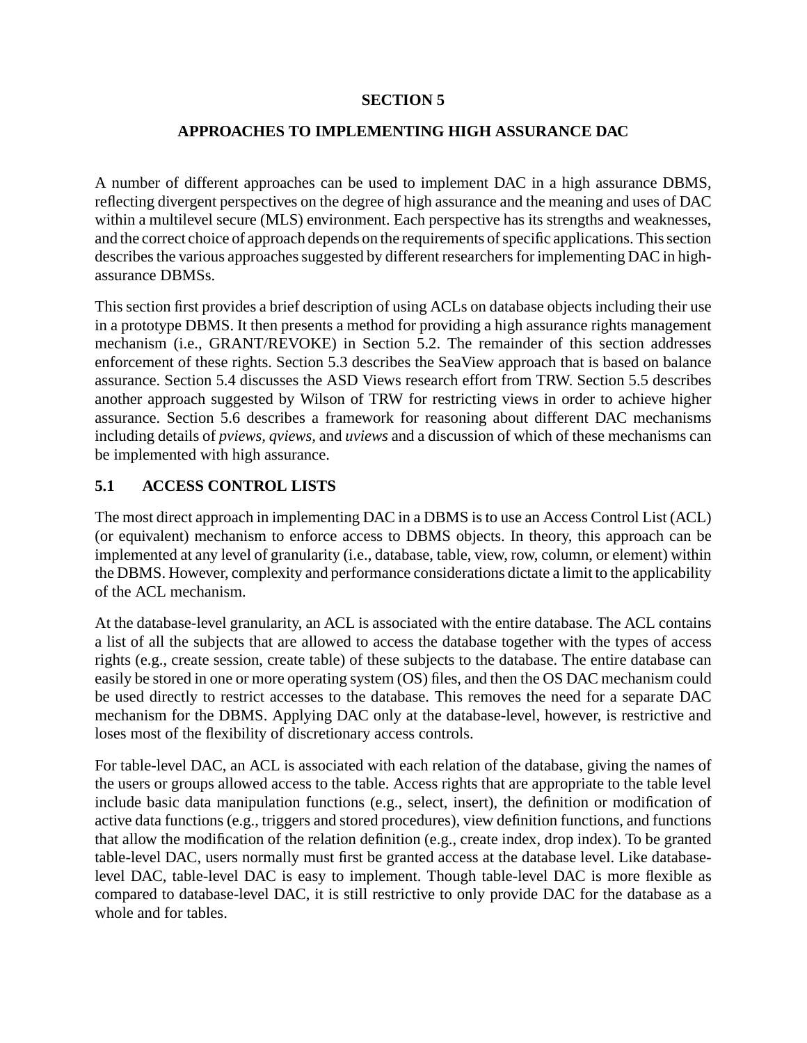# SECTION 5

## APPROACHES TO IMPLEMENTING HIGH ASSURANCE DAC

A number of different approaches can be used to implement DAC in a high assurance DBMS, reflecting divergent perspectives on the degree of high assurance and the meaning and uses of DAC within a multilevel secure (MLS) environment. Each perspective has its strengths and weaknesses, and the correct choice of approach depends on the requirements of specific applications. This section describes the various approaches suggested by different researchers for implementing DAC in high-assurance DBMSs.

This section first provides a brief description of using ACLs on database objects including their use in a prototype DBMS. It then presents a method for providing a high assurance rights management mechanism (i.e., GRANT/REVOKE) in Section 5.2. The remainder of this section addresses enforcement of these rights. Section 5.3 describes the SeaView approach that is based on balance assurance. Section 5.4 discusses the ASD Views research effort from TRW. Section 5.5 describes another approach suggested by Wilson of TRW for restricting views in order to achieve higher assurance. Section 5.6 describes a framework for reasoning about different DAC mechanisms including details of *pviews*, *qviews*, and *uviews* and a discussion of which of these mechanisms can be implemented with high assurance.

### 5.1 ACCESS CONTROL LISTS

The most direct approach in implementing DAC in a DBMS is to use an Access Control List (ACL) (or equivalent) mechanism to enforce access to DBMS objects. In theory, this approach can be implemented at any level of granularity (i.e., database, table, view, row, column, or element) within the DBMS. However, complexity and performance considerations dictate a limit to the applicability of the ACL mechanism.

At the database-level granularity, an ACL is associated with the entire database. The ACL contains a list of all the subjects that are allowed to access the database together with the types of access rights (e.g., create session, create table) of these subjects to the database. The entire database can easily be stored in one or more operating system (OS) files, and then the OS DAC mechanism could be used directly to restrict accesses to the database. This removes the need for a separate DAC mechanism for the DBMS. Applying DAC only at the database-level, however, is restrictive and loses most of the flexibility of discretionary access controls.

For table-level DAC, an ACL is associated with each relation of the database, giving the names of the users or groups allowed access to the table. Access rights that are appropriate to the table level include basic data manipulation functions (e.g., select, insert), the definition or modification of active data functions (e.g., triggers and stored procedures), view definition functions, and functions that allow the modification of the relation definition (e.g., create index, drop index). To be granted table-level DAC, users normally must first be granted access at the database level. Like database-level DAC, table-level DAC is easy to implement. Though table-level DAC is more flexible as compared to database-level DAC, it is still restrictive to only provide DAC for the database as a whole and for tables.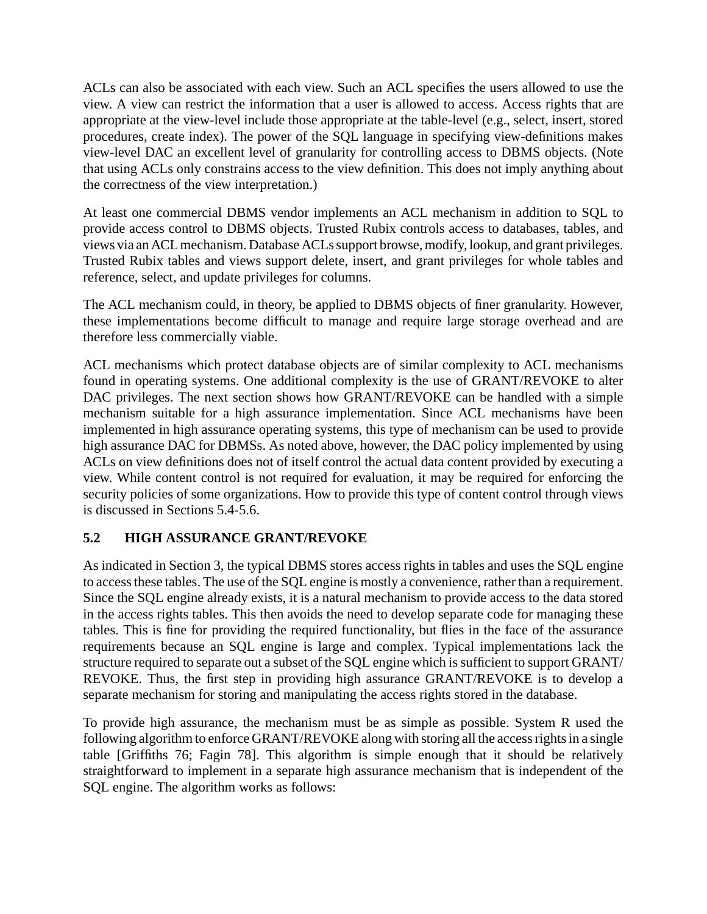ACLs can also be associated with each view. Such an ACL specifies the users allowed to use the view. A view can restrict the information that a user is allowed to access. Access rights that are appropriate at the view-level include those appropriate at the table-level (e.g., select, insert, stored procedures, create index). The power of the SQL language in specifying view-definitions makes view-level DAC an excellent level of granularity for controlling access to DBMS objects. (Note that using ACLs only constrains access to the view definition. This does not imply anything about the correctness of the view interpretation.)

At least one commercial DBMS vendor implements an ACL mechanism in addition to SQL to provide access control to DBMS objects. Trusted Rubix controls access to databases, tables, and views via an ACL mechanism. Database ACLs support browse, modify, lookup, and grant privileges. Trusted Rubix tables and views support delete, insert, and grant privileges for whole tables and reference, select, and update privileges for columns.

The ACL mechanism could, in theory, be applied to DBMS objects of finer granularity. However, these implementations become difficult to manage and require large storage overhead and are therefore less commercially viable.

ACL mechanisms which protect database objects are of similar complexity to ACL mechanisms found in operating systems. One additional complexity is the use of GRANT/REVOKE to alter DAC privileges. The next section shows how GRANT/REVOKE can be handled with a simple mechanism suitable for a high assurance implementation. Since ACL mechanisms have been implemented in high assurance operating systems, this type of mechanism can be used to provide high assurance DAC for DBMSs. As noted above, however, the DAC policy implemented by using ACLs on view definitions does not of itself control the actual data content provided by executing a view. While content control is not required for evaluation, it may be required for enforcing the security policies of some organizations. How to provide this type of content control through views is discussed in Sections 5.4-5.6.

## 5.2 HIGH ASSURANCE GRANT/REVOKE

As indicated in Section 3, the typical DBMS stores access rights in tables and uses the SQL engine to access these tables. The use of the SQL engine is mostly a convenience, rather than a requirement. Since the SQL engine already exists, it is a natural mechanism to provide access to the data stored in the access rights tables. This then avoids the need to develop separate code for managing these tables. This is fine for providing the required functionality, but flies in the face of the assurance requirements because an SQL engine is large and complex. Typical implementations lack the structure required to separate out a subset of the SQL engine which is sufficient to support GRANT/REVOKE. Thus, the first step in providing high assurance GRANT/REVOKE is to develop a separate mechanism for storing and manipulating the access rights stored in the database.

To provide high assurance, the mechanism must be as simple as possible. System R used the following algorithm to enforce GRANT/REVOKE along with storing all the access rights in a single table [Griffiths 76; Fagin 78]. This algorithm is simple enough that it should be relatively straightforward to implement in a separate high assurance mechanism that is independent of the SQL engine. The algorithm works as follows: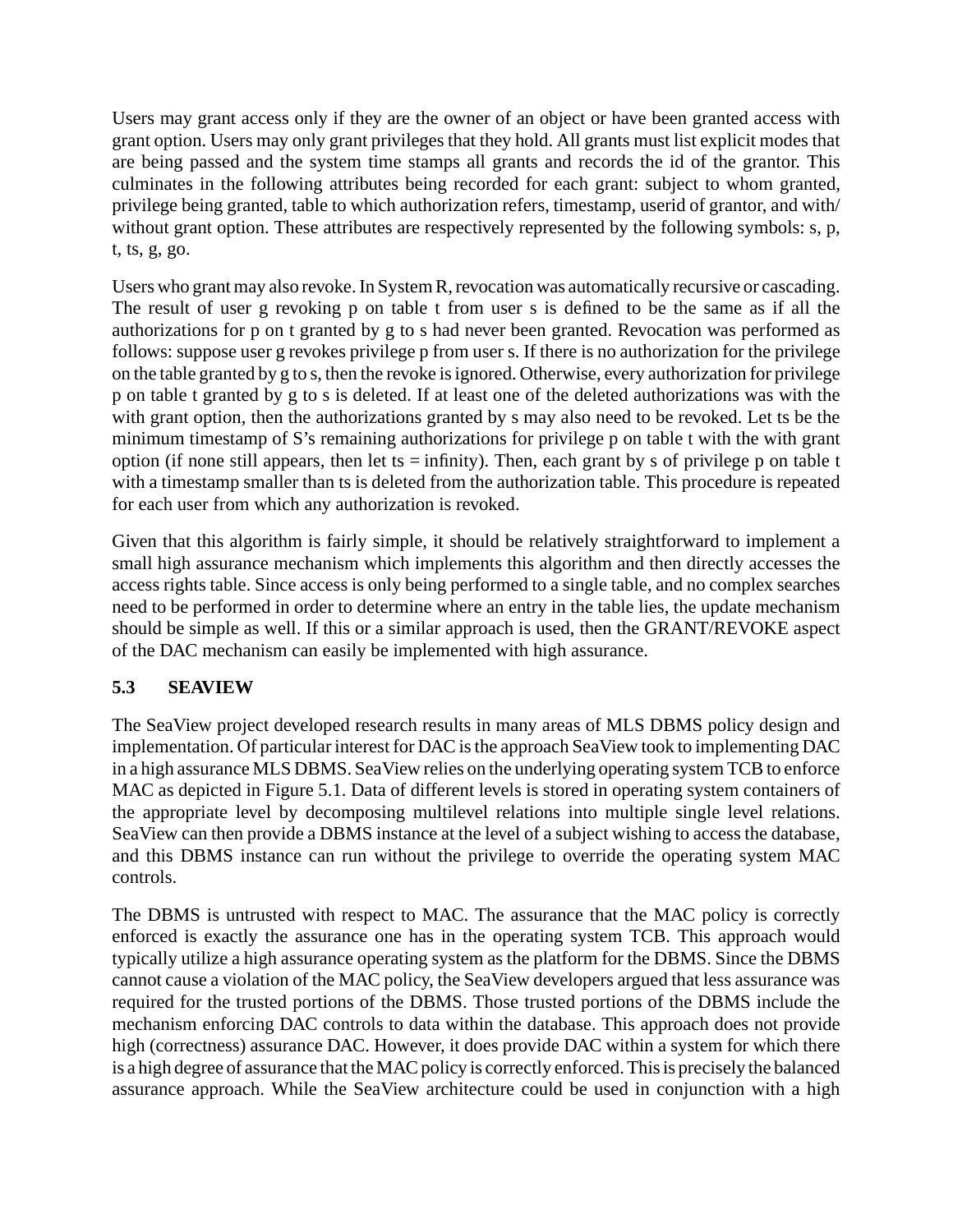Users may grant access only if they are the owner of an object or have been granted access with grant option. Users may only grant privileges that they hold. All grants must list explicit modes that are being passed and the system time stamps all grants and records the id of the grantor. This culminates in the following attributes being recorded for each grant: subject to whom granted, privilege being granted, table to which authorization refers, timestamp, userid of grantor, and with/without grant option. These attributes are respectively represented by the following symbols: s, p, t, ts, g, go.

Users who grant may also revoke. In System R, revocation was automatically recursive or cascading. The result of user g revoking p on table t from user s is defined to be the same as if all the authorizations for p on t granted by g to s had never been granted. Revocation was performed as follows: suppose user g revokes privilege p from user s. If there is no authorization for the privilege on the table granted by g to s, then the revoke is ignored. Otherwise, every authorization for privilege p on table t granted by g to s is deleted. If at least one of the deleted authorizations was with the with grant option, then the authorizations granted by s may also need to be revoked. Let ts be the minimum timestamp of S's remaining authorizations for privilege p on table t with the with grant option (if none still appears, then let ts = infinity). Then, each grant by s of privilege p on table t with a timestamp smaller than ts is deleted from the authorization table. This procedure is repeated for each user from which any authorization is revoked.

Given that this algorithm is fairly simple, it should be relatively straightforward to implement a small high assurance mechanism which implements this algorithm and then directly accesses the access rights table. Since access is only being performed to a single table, and no complex searches need to be performed in order to determine where an entry in the table lies, the update mechanism should be simple as well. If this or a similar approach is used, then the GRANT/REVOKE aspect of the DAC mechanism can easily be implemented with high assurance.

### 5.3 SEAVIEW

The SeaView project developed research results in many areas of MLS DBMS policy design and implementation. Of particular interest for DAC is the approach SeaView took to implementing DAC in a high assurance MLS DBMS. SeaView relies on the underlying operating system TCB to enforce MAC as depicted in Figure 5.1. Data of different levels is stored in operating system containers of the appropriate level by decomposing multilevel relations into multiple single level relations. SeaView can then provide a DBMS instance at the level of a subject wishing to access the database, and this DBMS instance can run without the privilege to override the operating system MAC controls.

The DBMS is untrusted with respect to MAC. The assurance that the MAC policy is correctly enforced is exactly the assurance one has in the operating system TCB. This approach would typically utilize a high assurance operating system as the platform for the DBMS. Since the DBMS cannot cause a violation of the MAC policy, the SeaView developers argued that less assurance was required for the trusted portions of the DBMS. Those trusted portions of the DBMS include the mechanism enforcing DAC controls to data within the database. This approach does not provide high (correctness) assurance DAC. However, it does provide DAC within a system for which there is a high degree of assurance that the MAC policy is correctly enforced. This is precisely the balanced assurance approach. While the SeaView architecture could be used in conjunction with a high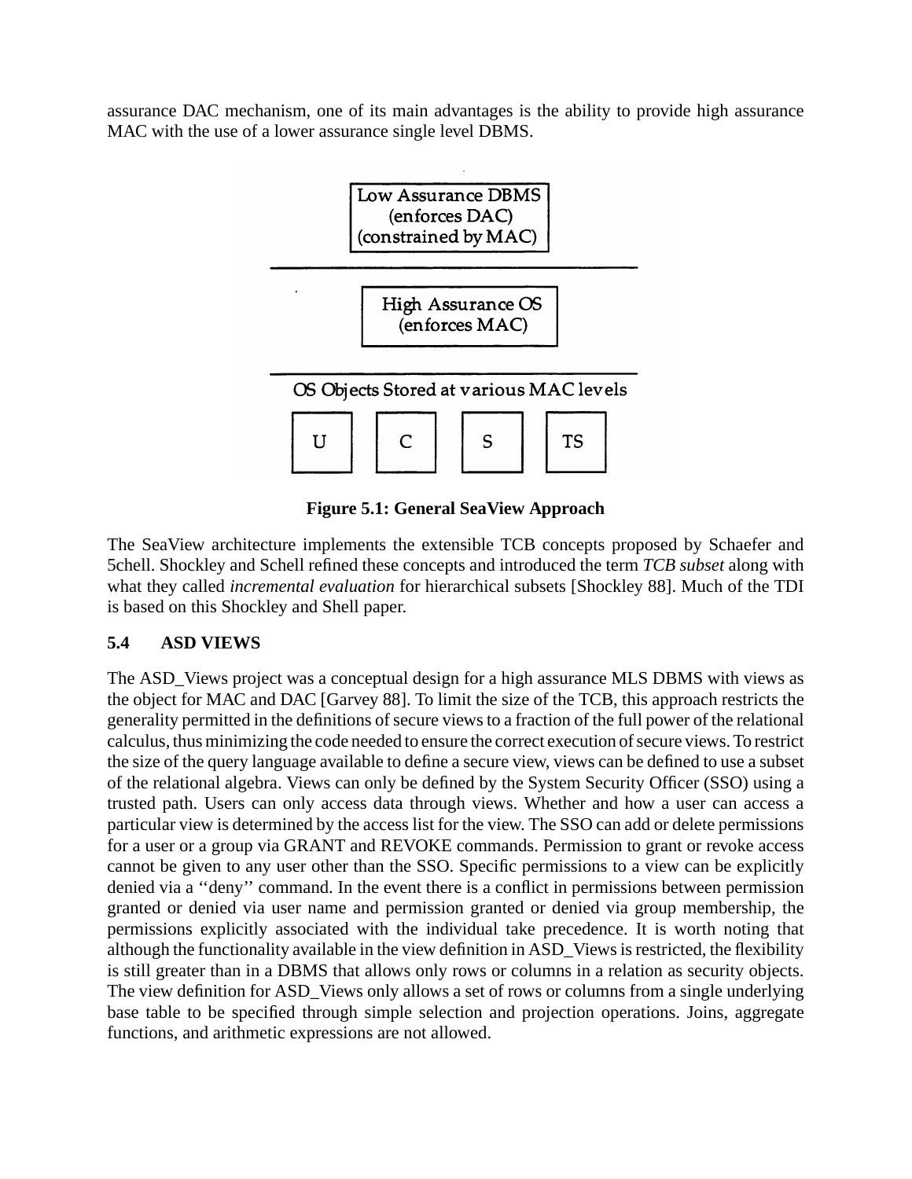assurance DAC mechanism, one of its main advantages is the ability to provide high assurance MAC with the use of a lower assurance single level DBMS.

**Figure 5.1: General SeaView Approach**

The SeaView architecture implements the extensible TCB concepts proposed by Schaefer and 5chell. Shockley and Schell refined these concepts and introduced the term *TCB subset* along with what they called *incremental evaluation* for hierarchical subsets [Shockley 88]. Much of the TDI is based on this Shockley and Shell paper.

## 5.4 ASD VIEWS

The ASD_Views project was a conceptual design for a high assurance MLS DBMS with views as the object for MAC and DAC [Garvey 88]. To limit the size of the TCB, this approach restricts the generality permitted in the definitions of secure views to a fraction of the full power of the relational calculus, thus minimizing the code needed to ensure the correct execution of secure views. To restrict the size of the query language available to define a secure view, views can be defined to use a subset of the relational algebra. Views can only be defined by the System Security Officer (SSO) using a trusted path. Users can only access data through views. Whether and how a user can access a particular view is determined by the access list for the view. The SSO can add or delete permissions for a user or a group via GRANT and REVOKE commands. Permission to grant or revoke access cannot be given to any user other than the SSO. Specific permissions to a view can be explicitly denied via a ‘‘deny’’ command. In the event there is a conflict in permissions between permission granted or denied via user name and permission granted or denied via group membership, the permissions explicitly associated with the individual take precedence. It is worth noting that although the functionality available in the view definition in ASD_Views is restricted, the flexibility is still greater than in a DBMS that allows only rows or columns in a relation as security objects. The view definition for ASD_Views only allows a set of rows or columns from a single underlying base table to be specified through simple selection and projection operations. Joins, aggregate functions, and arithmetic expressions are not allowed.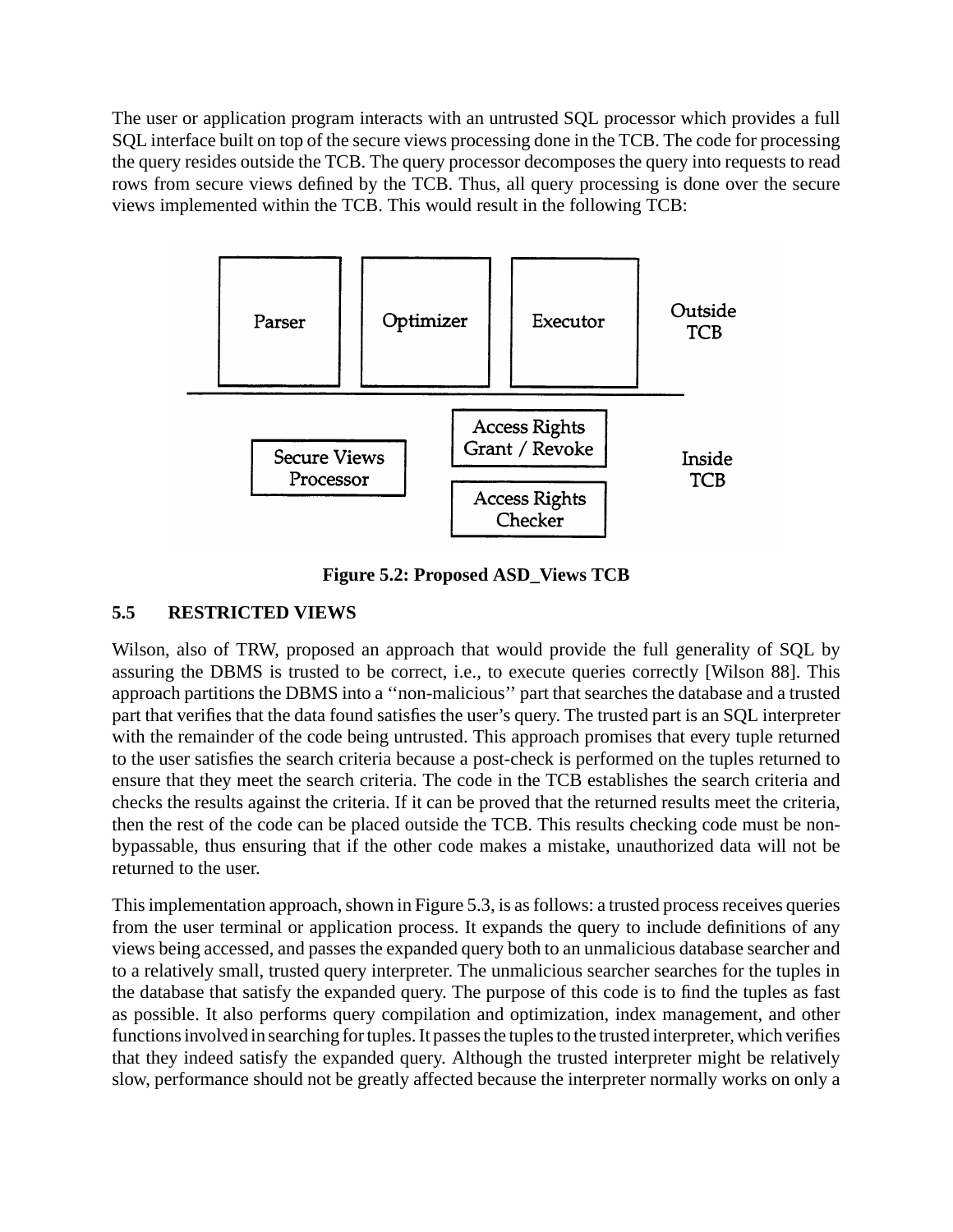The user or application program interacts with an untrusted SQL processor which provides a full SQL interface built on top of the secure views processing done in the TCB. The code for processing the query resides outside the TCB. The query processor decomposes the query into requests to read rows from secure views defined by the TCB. Thus, all query processing is done over the secure views implemented within the TCB. This would result in the following TCB:

Parser | Optimizer | Executor — Outside TCB

Secure Views Processor | Access Rights Grant / Revoke | Access Rights Checker — Inside TCB

**Figure 5.2: Proposed ASD_Views TCB**

## 5.5 RESTRICTED VIEWS

Wilson, also of TRW, proposed an approach that would provide the full generality of SQL by assuring the DBMS is trusted to be correct, i.e., to execute queries correctly [Wilson 88]. This approach partitions the DBMS into a ''non-malicious'' part that searches the database and a trusted part that verifies that the data found satisfies the user's query. The trusted part is an SQL interpreter with the remainder of the code being untrusted. This approach promises that every tuple returned to the user satisfies the search criteria because a post-check is performed on the tuples returned to ensure that they meet the search criteria. The code in the TCB establishes the search criteria and checks the results against the criteria. If it can be proved that the returned results meet the criteria, then the rest of the code can be placed outside the TCB. This results checking code must be non-bypassable, thus ensuring that if the other code makes a mistake, unauthorized data will not be returned to the user.

This implementation approach, shown in Figure 5.3, is as follows: a trusted process receives queries from the user terminal or application process. It expands the query to include definitions of any views being accessed, and passes the expanded query both to an unmalicious database searcher and to a relatively small, trusted query interpreter. The unmalicious searcher searches for the tuples in the database that satisfy the expanded query. The purpose of this code is to find the tuples as fast as possible. It also performs query compilation and optimization, index management, and other functions involved in searching for tuples. It passes the tuples to the trusted interpreter, which verifies that they indeed satisfy the expanded query. Although the trusted interpreter might be relatively slow, performance should not be greatly affected because the interpreter normally works on only a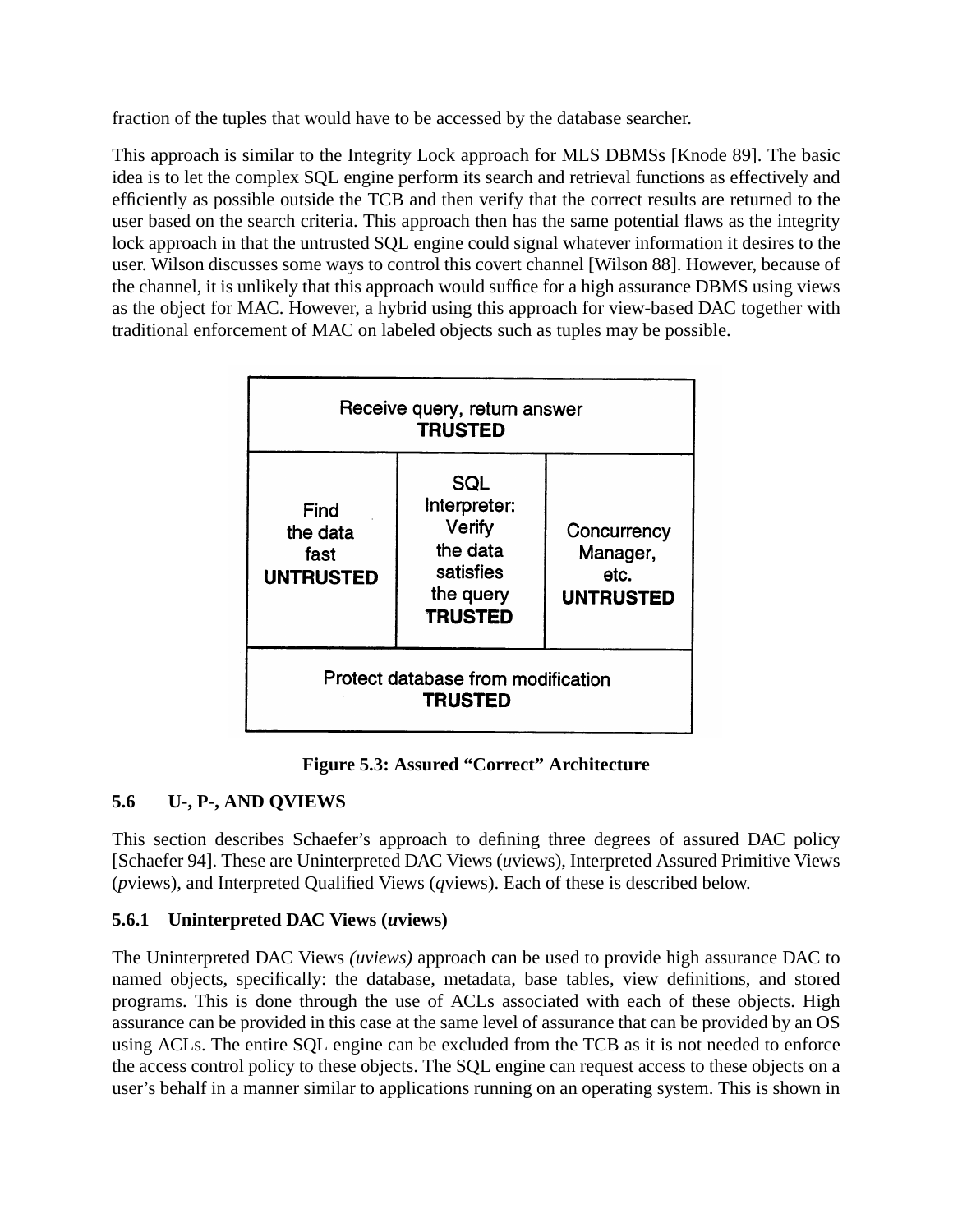fraction of the tuples that would have to be accessed by the database searcher.

This approach is similar to the Integrity Lock approach for MLS DBMSs [Knode 89]. The basic idea is to let the complex SQL engine perform its search and retrieval functions as effectively and efficiently as possible outside the TCB and then verify that the correct results are returned to the user based on the search criteria. This approach then has the same potential flaws as the integrity lock approach in that the untrusted SQL engine could signal whatever information it desires to the user. Wilson discusses some ways to control this covert channel [Wilson 88]. However, because of the channel, it is unlikely that this approach would suffice for a high assurance DBMS using views as the object for MAC. However, a hybrid using this approach for view-based DAC together with traditional enforcement of MAC on labeled objects such as tuples may be possible.

| Receive query, return answer **TRUSTED** | | |
|---|---|---|
| Find the data fast **UNTRUSTED** | SQL Interpreter: Verify the data satisfies the query **TRUSTED** | Concurrency Manager, etc. **UNTRUSTED** |
| Protect database from modification **TRUSTED** | | |

**Figure 5.3: Assured "Correct" Architecture**

## 5.6 U-, P-, AND QVIEWS

This section describes Schaefer's approach to defining three degrees of assured DAC policy [Schaefer 94]. These are Uninterpreted DAC Views (*u*views), Interpreted Assured Primitive Views (*p*views), and Interpreted Qualified Views (*q*views). Each of these is described below.

### 5.6.1 Uninterpreted DAC Views (*u*views)

The Uninterpreted DAC Views *(uviews)* approach can be used to provide high assurance DAC to named objects, specifically: the database, metadata, base tables, view definitions, and stored programs. This is done through the use of ACLs associated with each of these objects. High assurance can be provided in this case at the same level of assurance that can be provided by an OS using ACLs. The entire SQL engine can be excluded from the TCB as it is not needed to enforce the access control policy to these objects. The SQL engine can request access to these objects on a user's behalf in a manner similar to applications running on an operating system. This is shown in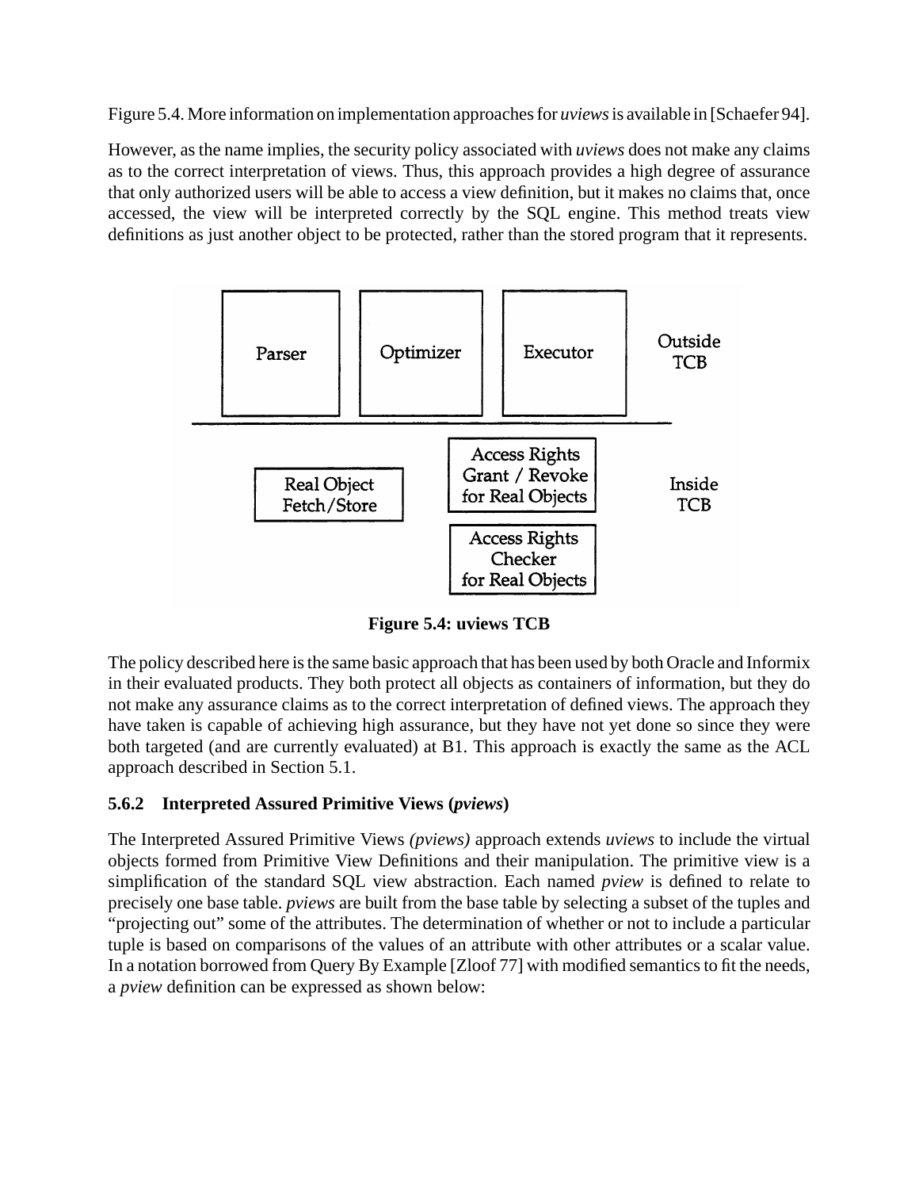Figure 5.4. More information on implementation approaches for *uviews* is available in [Schaefer 94].

However, as the name implies, the security policy associated with *uviews* does not make any claims as to the correct interpretation of views. Thus, this approach provides a high degree of assurance that only authorized users will be able to access a view definition, but it makes no claims that, once accessed, the view will be interpreted correctly by the SQL engine. This method treats view definitions as just another object to be protected, rather than the stored program that it represents.

**Figure 5.4: uviews TCB**

The policy described here is the same basic approach that has been used by both Oracle and Informix in their evaluated products. They both protect all objects as containers of information, but they do not make any assurance claims as to the correct interpretation of defined views. The approach they have taken is capable of achieving high assurance, but they have not yet done so since they were both targeted (and are currently evaluated) at B1. This approach is exactly the same as the ACL approach described in Section 5.1.

### 5.6.2 Interpreted Assured Primitive Views (*pviews*)

The Interpreted Assured Primitive Views *(pviews)* approach extends *uviews* to include the virtual objects formed from Primitive View Definitions and their manipulation. The primitive view is a simplification of the standard SQL view abstraction. Each named *pview* is defined to relate to precisely one base table. *pviews* are built from the base table by selecting a subset of the tuples and "projecting out" some of the attributes. The determination of whether or not to include a particular tuple is based on comparisons of the values of an attribute with other attributes or a scalar value. In a notation borrowed from Query By Example [Zloof 77] with modified semantics to fit the needs, a *pview* definition can be expressed as shown below: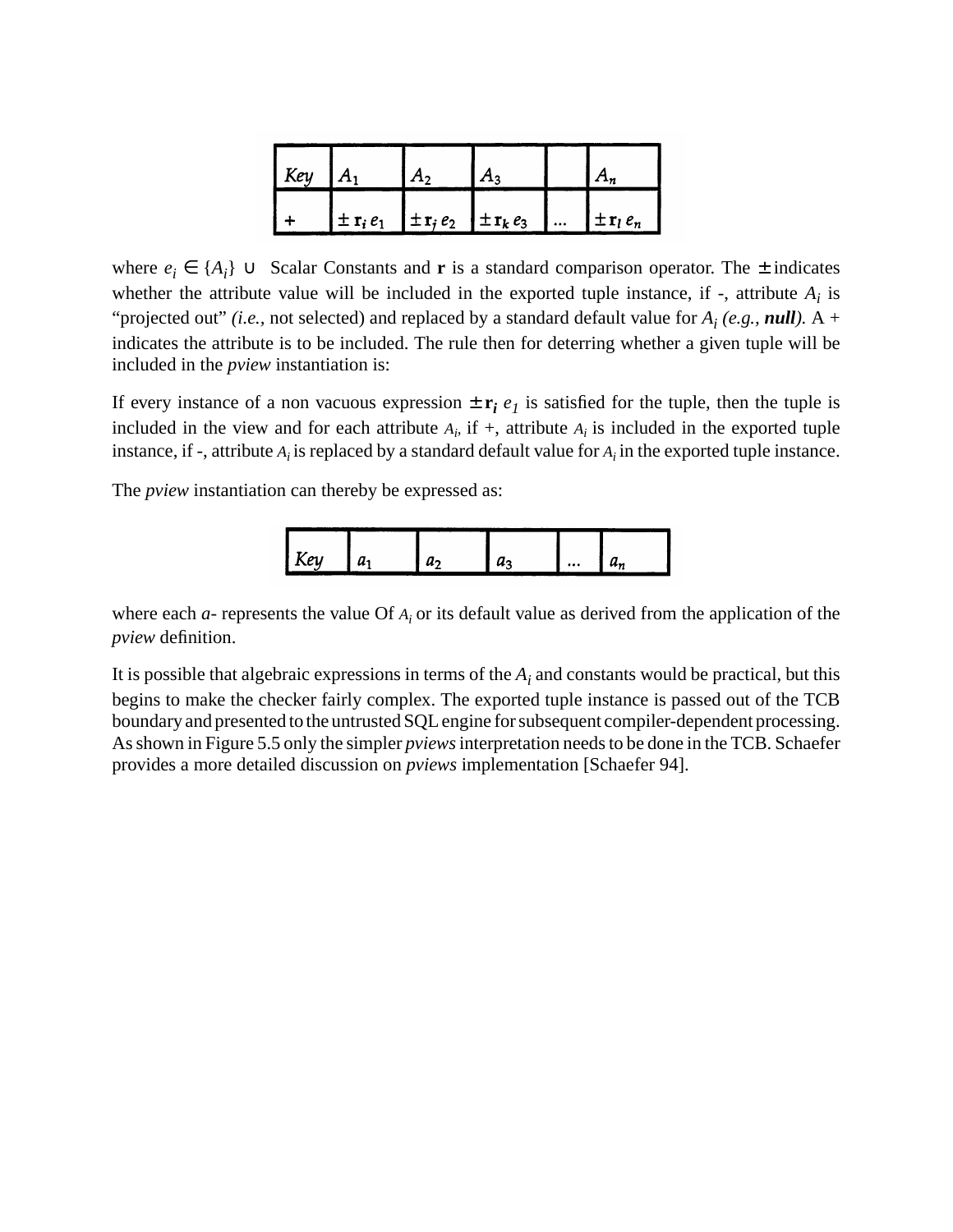| $Key$ | $A_1$ | $A_2$ | $A_3$ | | $A_n$ |
|---|---|---|---|---|---|
| + | $\pm\, \mathbf{r}_i\, e_1$ | $\pm\, \mathbf{r}_j\, e_2$ | $\pm\, \mathbf{r}_k\, e_3$ | ... | $\pm\, \mathbf{r}_l\, e_n$ |

where $e_i \in \{A_i\} \cup$ Scalar Constants and **r** is a standard comparison operator. The $\pm$ indicates whether the attribute value will be included in the exported tuple instance, if -, attribute $A_i$ is "projected out" *(i.e.,* not selected) and replaced by a standard default value for $A_i$ *(e.g.,* ***null****)*. A + indicates the attribute is to be included. The rule then for deterring whether a given tuple will be included in the *pview* instantiation is:

If every instance of a non vacuous expression $\pm\, \mathbf{r}_i\, e_1$ is satisfied for the tuple, then the tuple is included in the view and for each attribute $A_i$, if +, attribute $A_i$ is included in the exported tuple instance, if -, attribute $A_i$ is replaced by a standard default value for $A_i$ in the exported tuple instance.

The *pview* instantiation can thereby be expressed as:

| $Key$ | $a_1$ | $a_2$ | $a_3$ | ... | $a_n$ |
|---|---|---|---|---|---|

where each *a*- represents the value Of $A_i$ or its default value as derived from the application of the *pview* definition.

It is possible that algebraic expressions in terms of the $A_i$ and constants would be practical, but this begins to make the checker fairly complex. The exported tuple instance is passed out of the TCB boundary and presented to the untrusted SQL engine for subsequent compiler-dependent processing. As shown in Figure 5.5 only the simpler *pviews* interpretation needs to be done in the TCB. Schaefer provides a more detailed discussion on *pviews* implementation [Schaefer 94].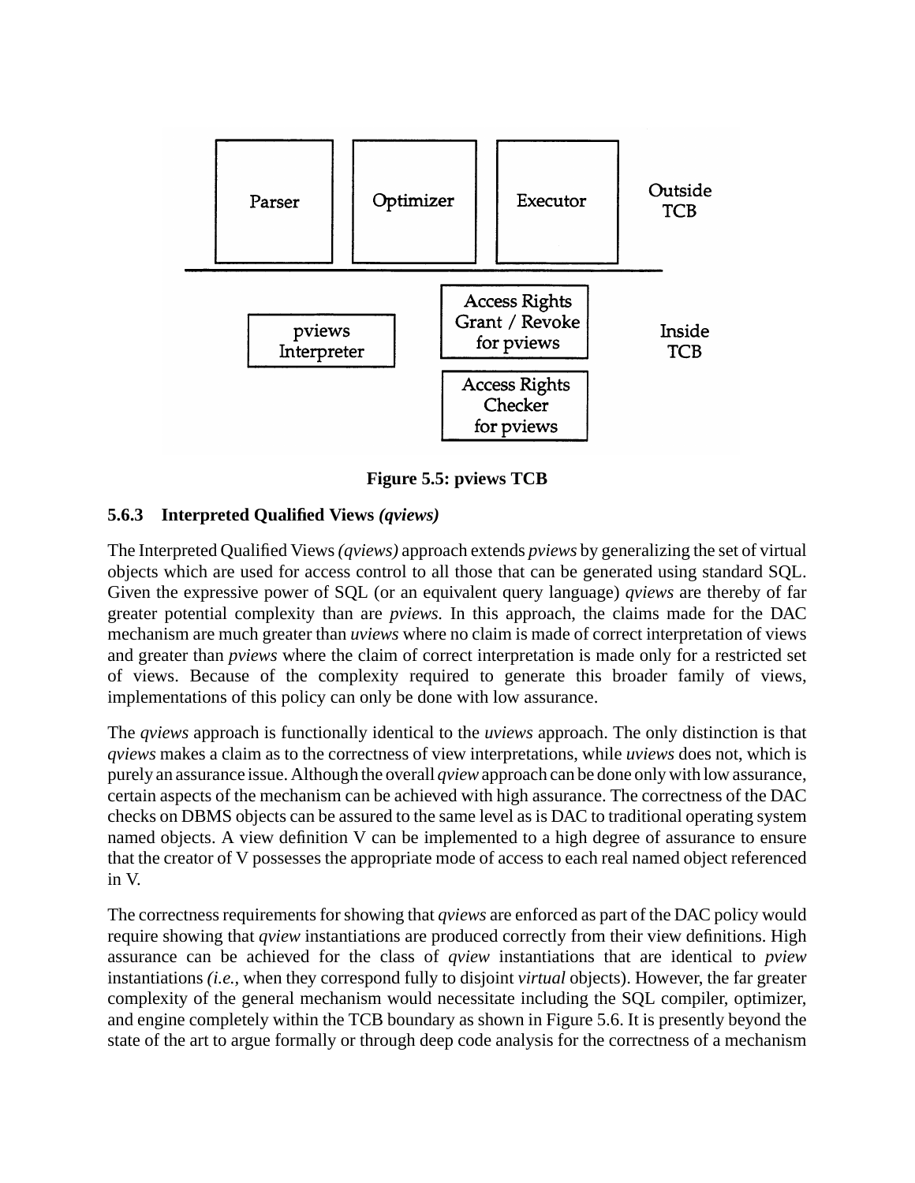Figure 5.5: pviews TCB

### 5.6.3 Interpreted Qualified Views *(qviews)*

The Interpreted Qualified Views *(qviews)* approach extends *pviews* by generalizing the set of virtual objects which are used for access control to all those that can be generated using standard SQL. Given the expressive power of SQL (or an equivalent query language) *qviews* are thereby of far greater potential complexity than are *pviews.* In this approach, the claims made for the DAC mechanism are much greater than *uviews* where no claim is made of correct interpretation of views and greater than *pviews* where the claim of correct interpretation is made only for a restricted set of views. Because of the complexity required to generate this broader family of views, implementations of this policy can only be done with low assurance.

The *qviews* approach is functionally identical to the *uviews* approach. The only distinction is that *qviews* makes a claim as to the correctness of view interpretations, while *uviews* does not, which is purely an assurance issue. Although the overall *qview* approach can be done only with low assurance, certain aspects of the mechanism can be achieved with high assurance. The correctness of the DAC checks on DBMS objects can be assured to the same level as is DAC to traditional operating system named objects. A view definition V can be implemented to a high degree of assurance to ensure that the creator of V possesses the appropriate mode of access to each real named object referenced in V.

The correctness requirements for showing that *qviews* are enforced as part of the DAC policy would require showing that *qview* instantiations are produced correctly from their view definitions. High assurance can be achieved for the class of *qview* instantiations that are identical to *pview* instantiations *(i.e.,* when they correspond fully to disjoint *virtual* objects). However, the far greater complexity of the general mechanism would necessitate including the SQL compiler, optimizer, and engine completely within the TCB boundary as shown in Figure 5.6. It is presently beyond the state of the art to argue formally or through deep code analysis for the correctness of a mechanism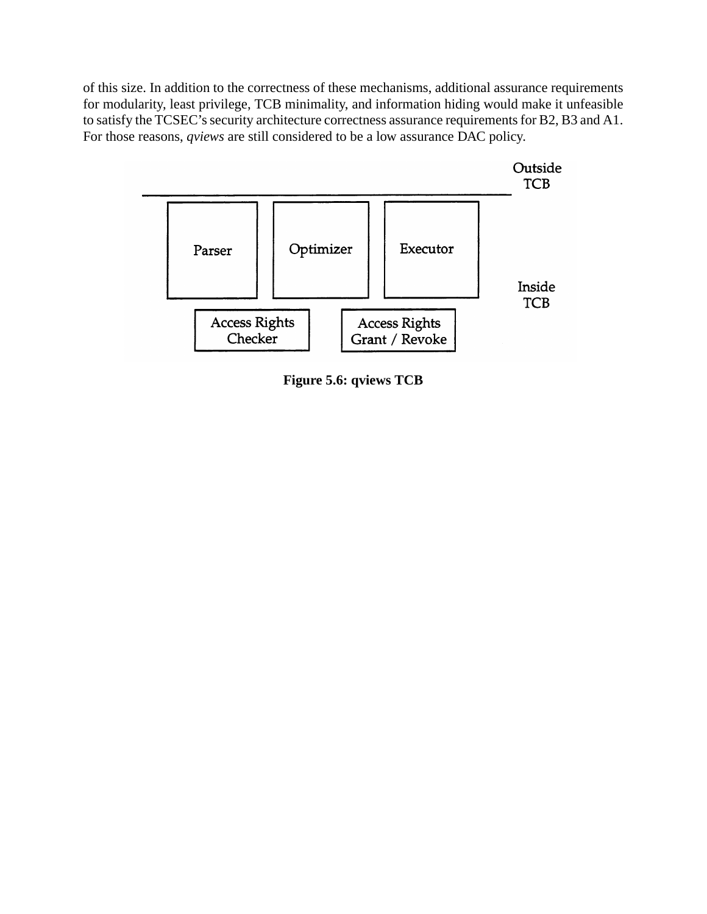of this size. In addition to the correctness of these mechanisms, additional assurance requirements for modularity, least privilege, TCB minimality, and information hiding would make it unfeasible to satisfy the TCSEC's security architecture correctness assurance requirements for B2, B3 and A1. For those reasons, *qviews* are still considered to be a low assurance DAC policy.

**Figure 5.6: qviews TCB**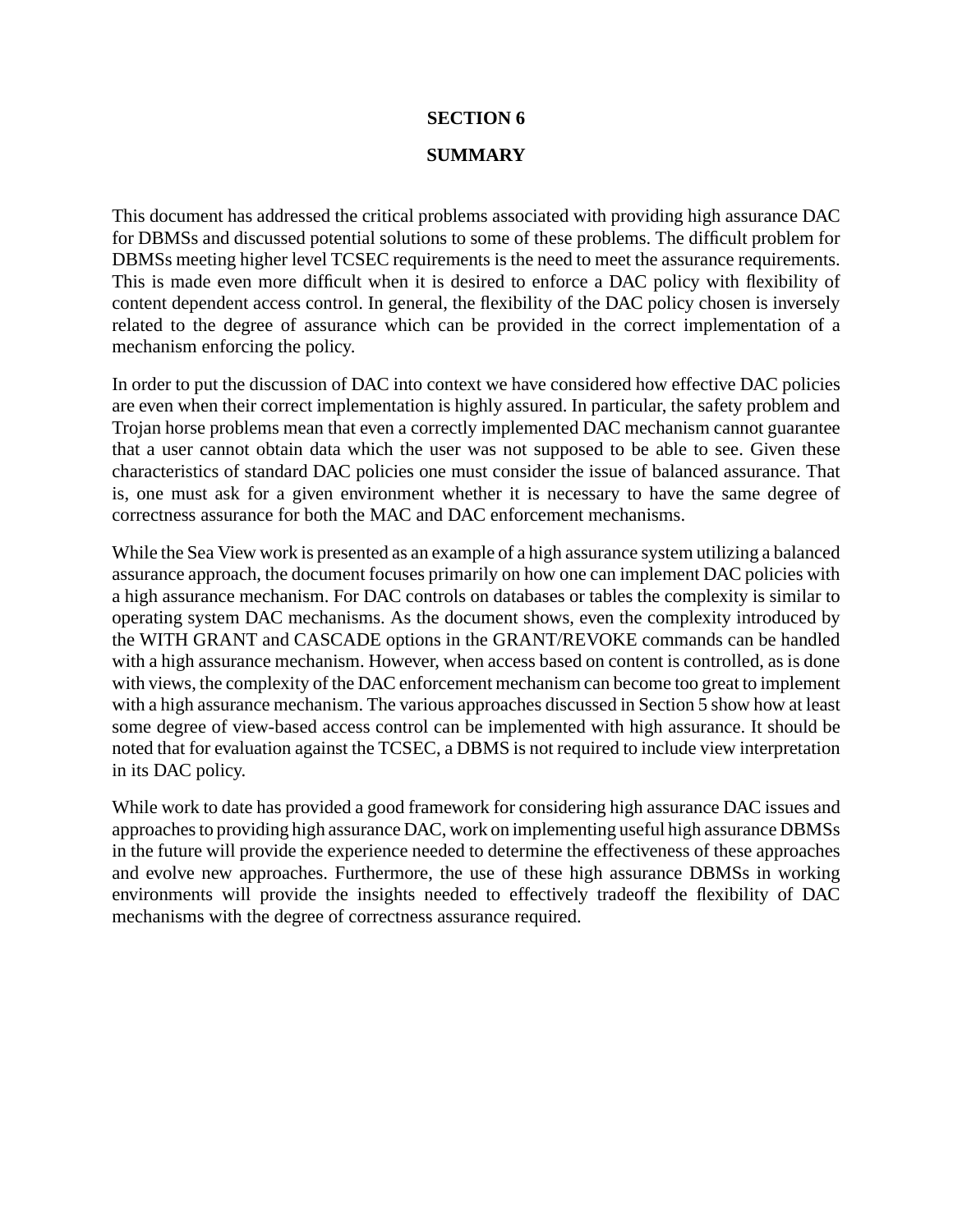# SECTION 6

## SUMMARY

This document has addressed the critical problems associated with providing high assurance DAC for DBMSs and discussed potential solutions to some of these problems. The difficult problem for DBMSs meeting higher level TCSEC requirements is the need to meet the assurance requirements. This is made even more difficult when it is desired to enforce a DAC policy with flexibility of content dependent access control. In general, the flexibility of the DAC policy chosen is inversely related to the degree of assurance which can be provided in the correct implementation of a mechanism enforcing the policy.

In order to put the discussion of DAC into context we have considered how effective DAC policies are even when their correct implementation is highly assured. In particular, the safety problem and Trojan horse problems mean that even a correctly implemented DAC mechanism cannot guarantee that a user cannot obtain data which the user was not supposed to be able to see. Given these characteristics of standard DAC policies one must consider the issue of balanced assurance. That is, one must ask for a given environment whether it is necessary to have the same degree of correctness assurance for both the MAC and DAC enforcement mechanisms.

While the Sea View work is presented as an example of a high assurance system utilizing a balanced assurance approach, the document focuses primarily on how one can implement DAC policies with a high assurance mechanism. For DAC controls on databases or tables the complexity is similar to operating system DAC mechanisms. As the document shows, even the complexity introduced by the WITH GRANT and CASCADE options in the GRANT/REVOKE commands can be handled with a high assurance mechanism. However, when access based on content is controlled, as is done with views, the complexity of the DAC enforcement mechanism can become too great to implement with a high assurance mechanism. The various approaches discussed in Section 5 show how at least some degree of view-based access control can be implemented with high assurance. It should be noted that for evaluation against the TCSEC, a DBMS is not required to include view interpretation in its DAC policy.

While work to date has provided a good framework for considering high assurance DAC issues and approaches to providing high assurance DAC, work on implementing useful high assurance DBMSs in the future will provide the experience needed to determine the effectiveness of these approaches and evolve new approaches. Furthermore, the use of these high assurance DBMSs in working environments will provide the insights needed to effectively tradeoff the flexibility of DAC mechanisms with the degree of correctness assurance required.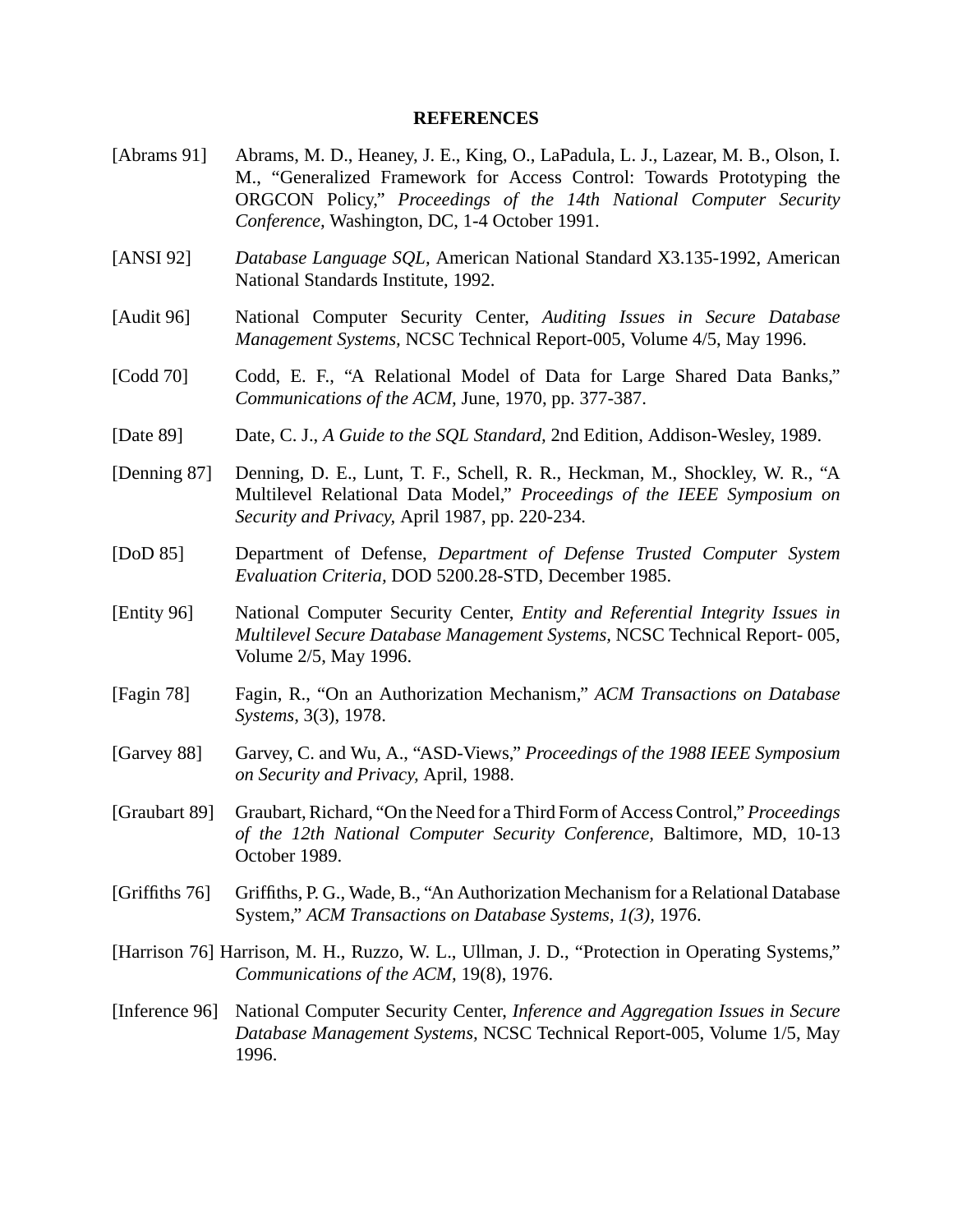**REFERENCES**

[Abrams 91] Abrams, M. D., Heaney, J. E., King, O., LaPadula, L. J., Lazear, M. B., Olson, I. M., "Generalized Framework for Access Control: Towards Prototyping the ORGCON Policy," *Proceedings of the 14th National Computer Security Conference,* Washington, DC, 1-4 October 1991.

[ANSI 92] *Database Language SQL,* American National Standard X3.135-1992, American National Standards Institute, 1992.

[Audit 96] National Computer Security Center, *Auditing Issues in Secure Database Management Systems,* NCSC Technical Report-005, Volume 4/5, May 1996.

[Codd 70] Codd, E. F., "A Relational Model of Data for Large Shared Data Banks," *Communications of the ACM,* June, 1970, pp. 377-387.

[Date 89] Date, C. J., *A Guide to the SQL Standard,* 2nd Edition, Addison-Wesley, 1989.

[Denning 87] Denning, D. E., Lunt, T. F., Schell, R. R., Heckman, M., Shockley, W. R., "A Multilevel Relational Data Model," *Proceedings of the IEEE Symposium on Security and Privacy,* April 1987, pp. 220-234.

[DoD 85] Department of Defense, *Department of Defense Trusted Computer System Evaluation Criteria,* DOD 5200.28-STD, December 1985.

[Entity 96] National Computer Security Center, *Entity and Referential Integrity Issues in Multilevel Secure Database Management Systems,* NCSC Technical Report- 005, Volume 2/5, May 1996.

[Fagin 78] Fagin, R., "On an Authorization Mechanism," *ACM Transactions on Database Systems,* 3(3), 1978.

[Garvey 88] Garvey, C. and Wu, A., "ASD-Views," *Proceedings of the 1988 IEEE Symposium on Security and Privacy,* April, 1988.

[Graubart 89] Graubart, Richard, "On the Need for a Third Form of Access Control," *Proceedings of the 12th National Computer Security Conference,* Baltimore, MD, 10-13 October 1989.

[Griffiths 76] Griffiths, P. G., Wade, B., "An Authorization Mechanism for a Relational Database System," *ACM Transactions on Database Systems, 1(3),* 1976.

[Harrison 76] Harrison, M. H., Ruzzo, W. L., Ullman, J. D., "Protection in Operating Systems," *Communications of the ACM,* 19(8), 1976.

[Inference 96] National Computer Security Center, *Inference and Aggregation Issues in Secure Database Management Systems,* NCSC Technical Report-005, Volume 1/5, May 1996.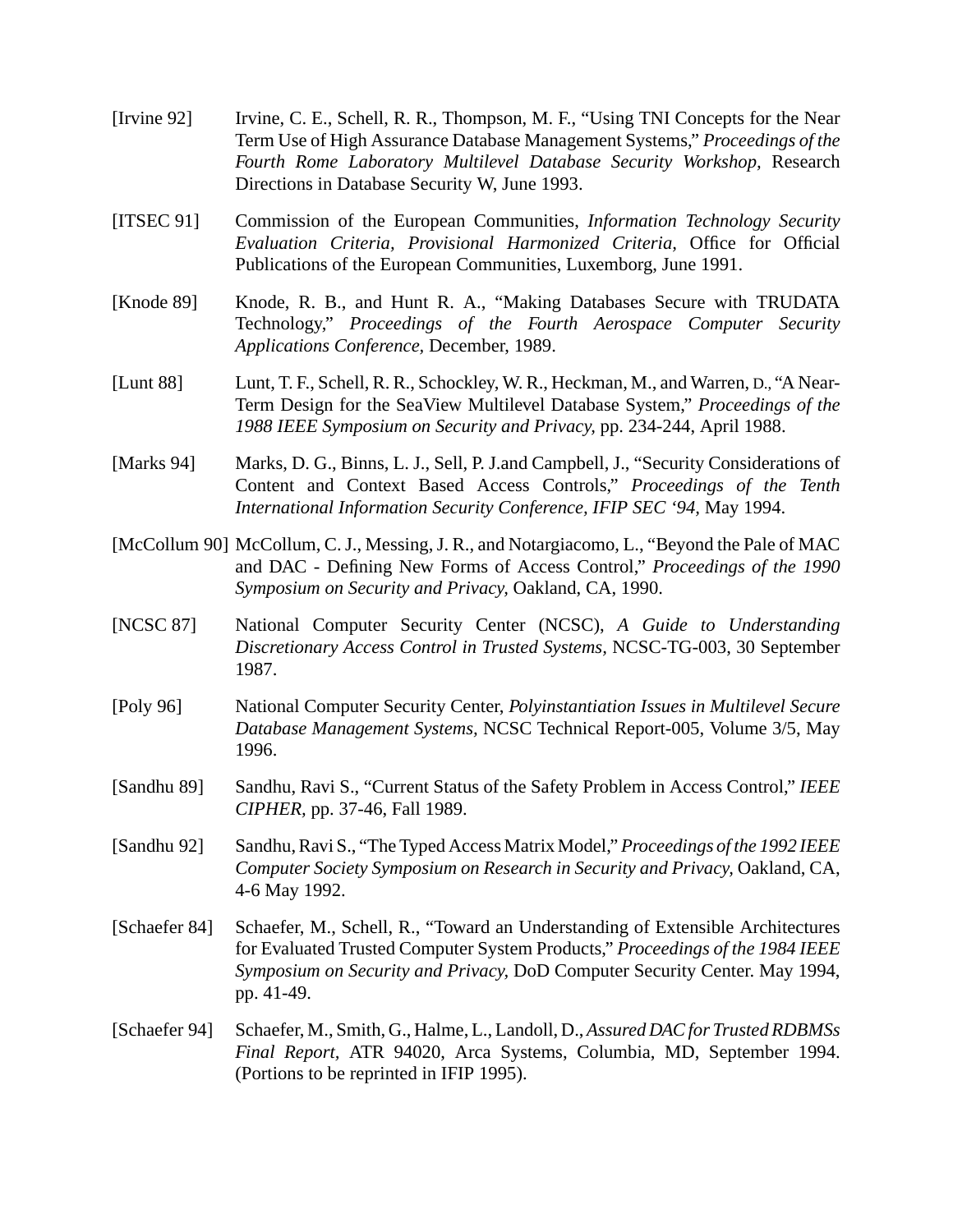[Irvine 92] Irvine, C. E., Schell, R. R., Thompson, M. F., "Using TNI Concepts for the Near Term Use of High Assurance Database Management Systems," *Proceedings of the Fourth Rome Laboratory Multilevel Database Security Workshop*, Research Directions in Database Security W, June 1993.

[ITSEC 91] Commission of the European Communities, *Information Technology Security Evaluation Criteria, Provisional Harmonized Criteria*, Office for Official Publications of the European Communities, Luxemborg, June 1991.

[Knode 89] Knode, R. B., and Hunt R. A., "Making Databases Secure with TRUDATA Technology," *Proceedings of the Fourth Aerospace Computer Security Applications Conference*, December, 1989.

[Lunt 88] Lunt, T. F., Schell, R. R., Schockley, W. R., Heckman, M., and Warren, D., "A Near-Term Design for the SeaView Multilevel Database System," *Proceedings of the 1988 IEEE Symposium on Security and Privacy*, pp. 234-244, April 1988.

[Marks 94] Marks, D. G., Binns, L. J., Sell, P. J.and Campbell, J., "Security Considerations of Content and Context Based Access Controls," *Proceedings of the Tenth International Information Security Conference, IFIP SEC '94*, May 1994.

[McCollum 90] McCollum, C. J., Messing, J. R., and Notargiacomo, L., "Beyond the Pale of MAC and DAC - Defining New Forms of Access Control," *Proceedings of the 1990 Symposium on Security and Privacy*, Oakland, CA, 1990.

[NCSC 87] National Computer Security Center (NCSC), *A Guide to Understanding Discretionary Access Control in Trusted Systems*, NCSC-TG-003, 30 September 1987.

[Poly 96] National Computer Security Center, *Polyinstantiation Issues in Multilevel Secure Database Management Systems*, NCSC Technical Report-005, Volume 3/5, May 1996.

[Sandhu 89] Sandhu, Ravi S., "Current Status of the Safety Problem in Access Control," *IEEE CIPHER*, pp. 37-46, Fall 1989.

[Sandhu 92] Sandhu, Ravi S., "The Typed Access Matrix Model," *Proceedings of the 1992 IEEE Computer Society Symposium on Research in Security and Privacy*, Oakland, CA, 4-6 May 1992.

[Schaefer 84] Schaefer, M., Schell, R., "Toward an Understanding of Extensible Architectures for Evaluated Trusted Computer System Products," *Proceedings of the 1984 IEEE Symposium on Security and Privacy*, DoD Computer Security Center. May 1994, pp. 41-49.

[Schaefer 94] Schaefer, M., Smith, G., Halme, L., Landoll, D., *Assured DAC for Trusted RDBMSs Final Report*, ATR 94020, Arca Systems, Columbia, MD, September 1994. (Portions to be reprinted in IFIP 1995).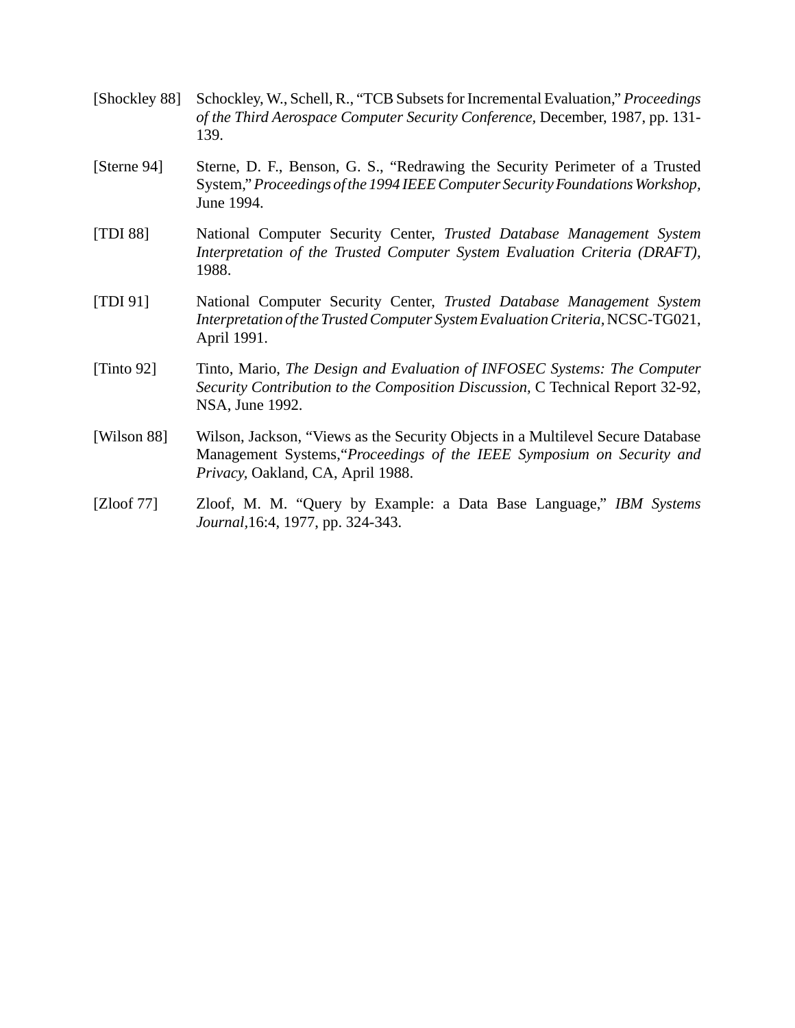[Shockley 88] Schockley, W., Schell, R., "TCB Subsets for Incremental Evaluation," *Proceedings of the Third Aerospace Computer Security Conference,* December, 1987, pp. 131-139.

[Sterne 94] Sterne, D. F., Benson, G. S., "Redrawing the Security Perimeter of a Trusted System," *Proceedings of the 1994 IEEE Computer Security Foundations Workshop,* June 1994.

[TDI 88] National Computer Security Center, *Trusted Database Management System Interpretation of the Trusted Computer System Evaluation Criteria (DRAFT),* 1988.

[TDI 91] National Computer Security Center, *Trusted Database Management System Interpretation of the Trusted Computer System Evaluation Criteria,* NCSC-TG021, April 1991.

[Tinto 92] Tinto, Mario, *The Design and Evaluation of INFOSEC Systems: The Computer Security Contribution to the Composition Discussion*, C Technical Report 32-92, NSA, June 1992.

[Wilson 88] Wilson, Jackson, "Views as the Security Objects in a Multilevel Secure Database Management Systems,"*Proceedings of the IEEE Symposium on Security and Privacy*, Oakland, CA, April 1988.

[Zloof 77] Zloof, M. M. "Query by Example: a Data Base Language," *IBM Systems Journal*,16:4, 1977, pp. 324-343.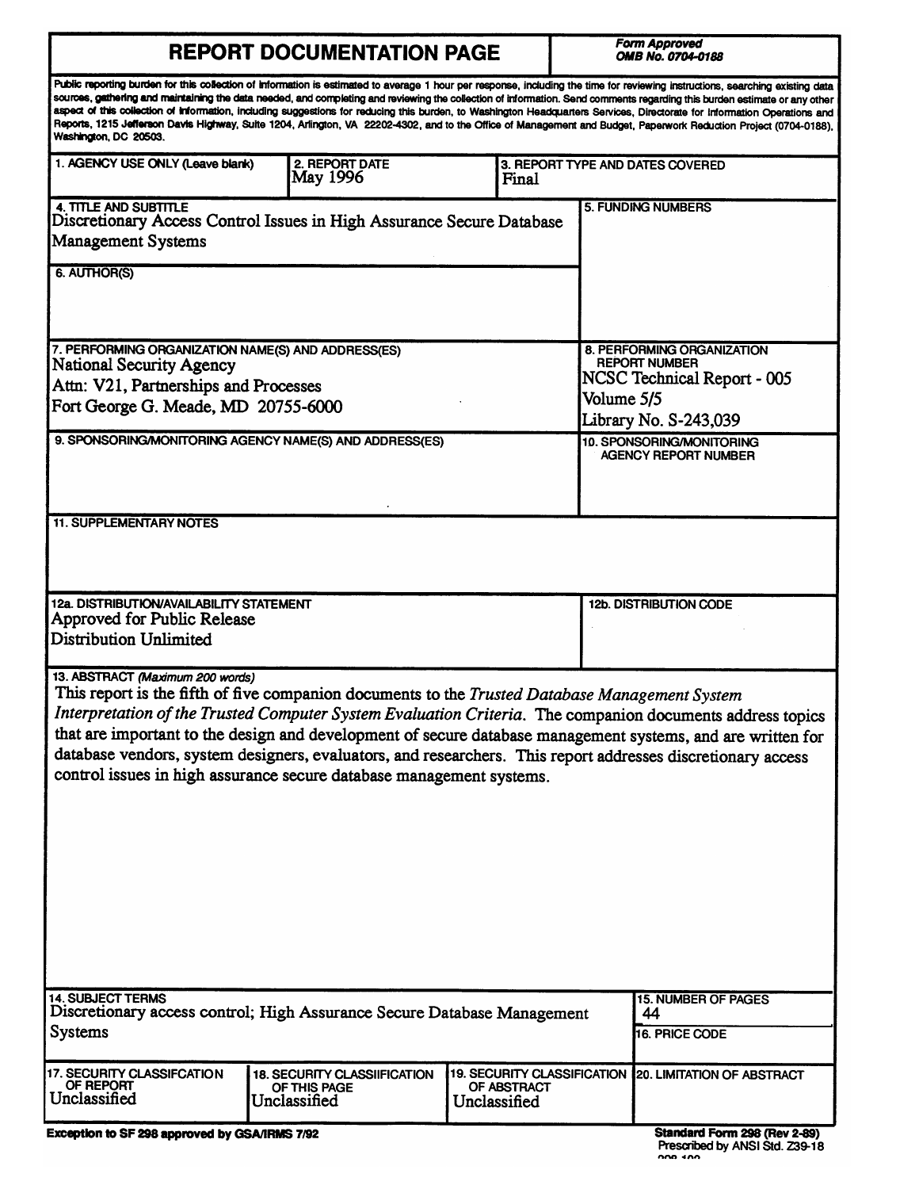# REPORT DOCUMENTATION PAGE

*Form Approved*
*OMB No. 0704-0188*

Public reporting burden for this collection of information is estimated to average 1 hour per response, including the time for reviewing instructions, searching existing data sources, gathering and maintaining the data needed, and completing and reviewing the collection of information. Send comments regarding this burden estimate or any other aspect of this collection of information, including suggestions for reducing this burden, to Washington Headquarters Services, Directorate for Information Operations and Reports, 1215 Jefferson Davis Highway, Suite 1204, Arlington, VA 22202-4302, and to the Office of Management and Budget, Paperwork Reduction Project (0704-0188), Washington, DC 20503.

| 1. AGENCY USE ONLY (Leave blank) | 2. REPORT DATE | 3. REPORT TYPE AND DATES COVERED |
|---|---|---|
| | May 1996 | Final |

**4. TITLE AND SUBTITLE**
Discretionary Access Control Issues in High Assurance Secure Database Management Systems

**5. FUNDING NUMBERS**

**6. AUTHOR(S)**

**7. PERFORMING ORGANIZATION NAME(S) AND ADDRESS(ES)**
National Security Agency
Attn: V21, Partnerships and Processes
Fort George G. Meade, MD 20755-6000

**8. PERFORMING ORGANIZATION REPORT NUMBER**
NCSC Technical Report - 005
Volume 5/5
Library No. S-243,039

**9. SPONSORING/MONITORING AGENCY NAME(S) AND ADDRESS(ES)**

**10. SPONSORING/MONITORING AGENCY REPORT NUMBER**

**11. SUPPLEMENTARY NOTES**

**12a. DISTRIBUTION/AVAILABILITY STATEMENT**
Approved for Public Release
Distribution Unlimited

**12b. DISTRIBUTION CODE**

**13. ABSTRACT** *(Maximum 200 words)*
This report is the fifth of five companion documents to the *Trusted Database Management System Interpretation of the Trusted Computer System Evaluation Criteria*. The companion documents address topics that are important to the design and development of secure database management systems, and are written for database vendors, system designers, evaluators, and researchers. This report addresses discretionary access control issues in high assurance secure database management systems.

**14. SUBJECT TERMS**
Discretionary access control; High Assurance Secure Database Management Systems

**15. NUMBER OF PAGES**
44

**16. PRICE CODE**

| 17. SECURITY CLASSIFCATION OF REPORT | 18. SECURITY CLASSIIFICATION OF THIS PAGE | 19. SECURITY CLASSIFICATION OF ABSTRACT | 20. LIMITATION OF ABSTRACT |
|---|---|---|---|
| Unclassified | Unclassified | Unclassified | |

Exception to SF 298 approved by GSA/IRMS 7/92

Standard Form 298 (Rev 2-89)
Prescribed by ANSI Std. Z39-18
298-102